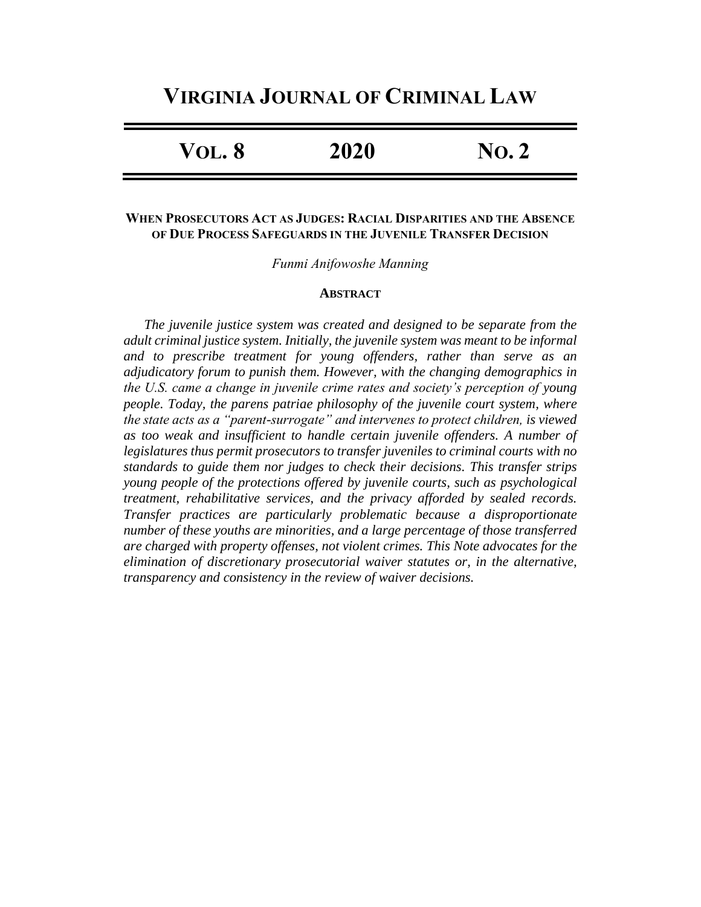# VIRGINIA JOURNAL OF CRIMINAL LAW

**VOL. 8 2020 NO. 2**

## WHEN PROSECUTORS ACT AS JUDGES: RACIAL DISPARITIES AND THE ABSENCE OF DUE PROCESS SAFEGUARDS IN THE JUVENILE TRANSFER DECISION

*Funmi Anifowoshe Manning*

### ABSTRACT

*The juvenile justice system was created and designed to be separate from the adult criminal justice system. Initially, the juvenile system was meant to be informal and to prescribe treatment for young offenders, rather than serve as an adjudicatory forum to punish them. However, with the changing demographics in the U.S. came a change in juvenile crime rates and society's perception of young people. Today, the parens patriae philosophy of the juvenile court system, where the state acts as a "parent-surrogate" and intervenes to protect children, is viewed as too weak and insufficient to handle certain juvenile offenders. A number of legislatures thus permit prosecutors to transfer juveniles to criminal courts with no standards to guide them nor judges to check their decisions. This transfer strips young people of the protections offered by juvenile courts, such as psychological treatment, rehabilitative services, and the privacy afforded by sealed records. Transfer practices are particularly problematic because a disproportionate number of these youths are minorities, and a large percentage of those transferred are charged with property offenses, not violent crimes. This Note advocates for the elimination of discretionary prosecutorial waiver statutes or, in the alternative, transparency and consistency in the review of waiver decisions.*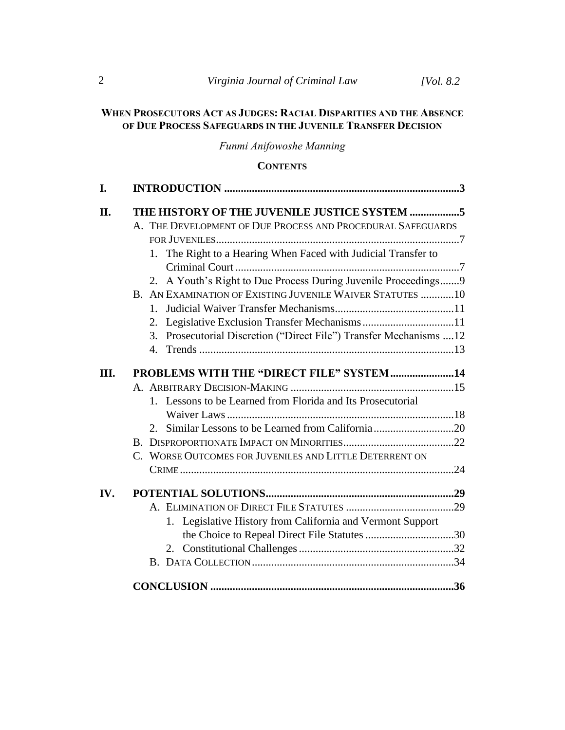# WHEN PROSECUTORS ACT AS JUDGES: RACIAL DISPARITIES AND THE ABSENCE OF DUE PROCESS SAFEGUARDS IN THE JUVENILE TRANSFER DECISION

*Funmi Anifowoshe Manning*

**CONTENTS**

- **I. INTRODUCTION** ...... **3**
- **II. THE HISTORY OF THE JUVENILE JUSTICE SYSTEM** ...... **5**
  - A. THE DEVELOPMENT OF DUE PROCESS AND PROCEDURAL SAFEGUARDS FOR JUVENILES ...... 7
    - 1. The Right to a Hearing When Faced with Judicial Transfer to Criminal Court ...... 7
    - 2. A Youth's Right to Due Process During Juvenile Proceedings ...... 9
  - B. AN EXAMINATION OF EXISTING JUVENILE WAIVER STATUTES ...... 10
    - 1. Judicial Waiver Transfer Mechanisms ...... 11
    - 2. Legislative Exclusion Transfer Mechanisms ...... 11
    - 3. Prosecutorial Discretion ("Direct File") Transfer Mechanisms ...... 12
    - 4. Trends ...... 13
- **III. PROBLEMS WITH THE "DIRECT FILE" SYSTEM** ...... **14**
  - A. ARBITRARY DECISION-MAKING ...... 15
    - 1. Lessons to be Learned from Florida and Its Prosecutorial Waiver Laws ...... 18
    - 2. Similar Lessons to be Learned from California ...... 20
  - B. DISPROPORTIONATE IMPACT ON MINORITIES ...... 22
  - C. WORSE OUTCOMES FOR JUVENILES AND LITTLE DETERRENT ON CRIME ...... 24
- **IV. POTENTIAL SOLUTIONS** ...... **29**
  - A. ELIMINATION OF DIRECT FILE STATUTES ...... 29
    - 1. Legislative History from California and Vermont Support the Choice to Repeal Direct File Statutes ...... 30
    - 2. Constitutional Challenges ...... 32
  - B. DATA COLLECTION ...... 34
- **CONCLUSION** ...... **36**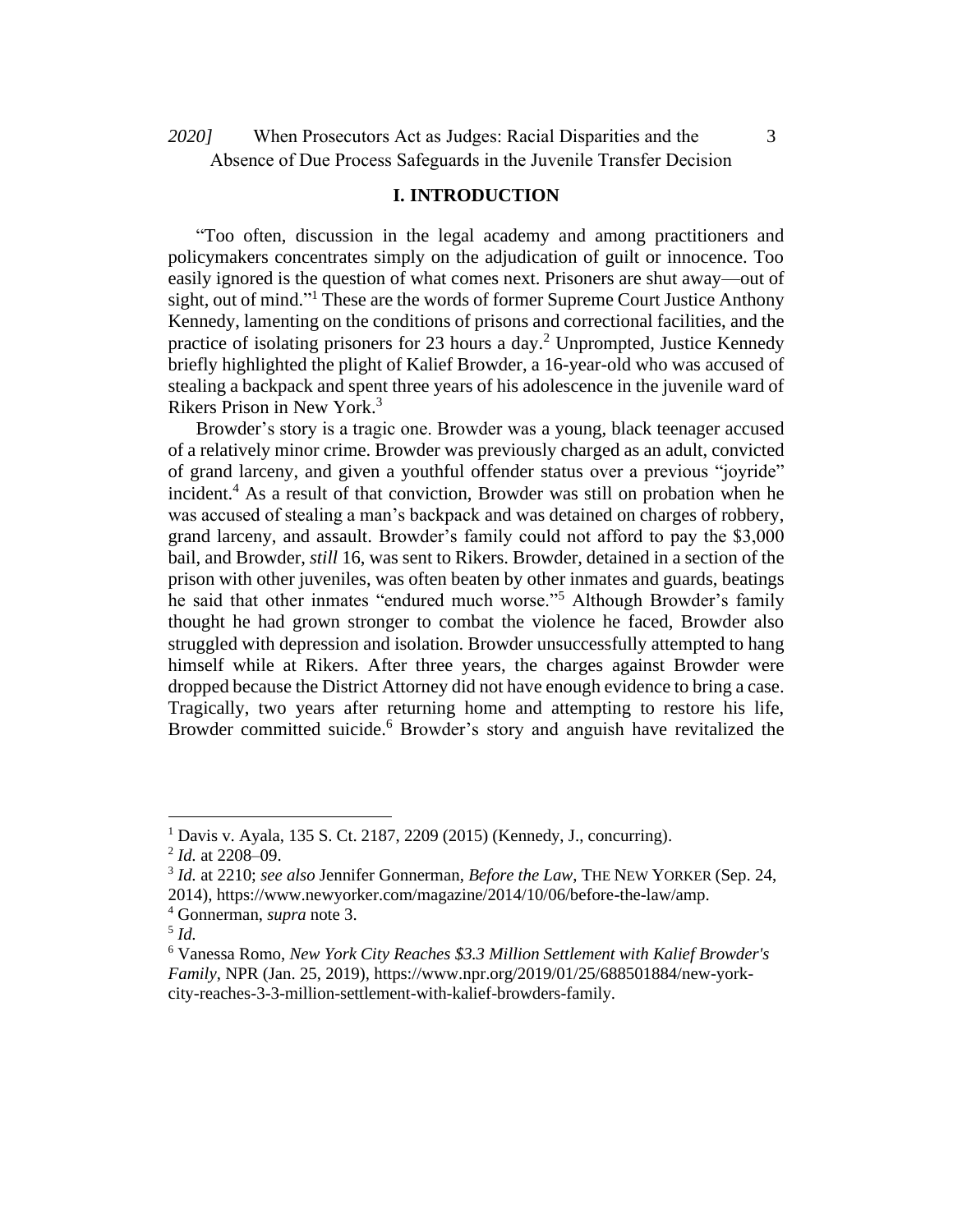# I. INTRODUCTION

"Too often, discussion in the legal academy and among practitioners and policymakers concentrates simply on the adjudication of guilt or innocence. Too easily ignored is the question of what comes next. Prisoners are shut away—out of sight, out of mind."[1] These are the words of former Supreme Court Justice Anthony Kennedy, lamenting on the conditions of prisons and correctional facilities, and the practice of isolating prisoners for 23 hours a day.[2] Unprompted, Justice Kennedy briefly highlighted the plight of Kalief Browder, a 16-year-old who was accused of stealing a backpack and spent three years of his adolescence in the juvenile ward of Rikers Prison in New York.[3]

Browder's story is a tragic one. Browder was a young, black teenager accused of a relatively minor crime. Browder was previously charged as an adult, convicted of grand larceny, and given a youthful offender status over a previous "joyride" incident.[4] As a result of that conviction, Browder was still on probation when he was accused of stealing a man's backpack and was detained on charges of robbery, grand larceny, and assault. Browder's family could not afford to pay the $3,000 bail, and Browder, *still* 16, was sent to Rikers. Browder, detained in a section of the prison with other juveniles, was often beaten by other inmates and guards, beatings he said that other inmates "endured much worse."[5] Although Browder's family thought he had grown stronger to combat the violence he faced, Browder also struggled with depression and isolation. Browder unsuccessfully attempted to hang himself while at Rikers. After three years, the charges against Browder were dropped because the District Attorney did not have enough evidence to bring a case. Tragically, two years after returning home and attempting to restore his life, Browder committed suicide.[6] Browder's story and anguish have revitalized the

---

[1] Davis v. Ayala, 135 S. Ct. 2187, 2209 (2015) (Kennedy, J., concurring).

[2] *Id.* at 2208–09.

[3] *Id.* at 2210; *see also* Jennifer Gonnerman, *Before the Law*, THE NEW YORKER (Sep. 24, 2014), https://www.newyorker.com/magazine/2014/10/06/before-the-law/amp.

[4] Gonnerman, *supra* note 3.

[5] *Id.*

[6] Vanessa Romo, *New York City Reaches $3.3 Million Settlement with Kalief Browder's Family*, NPR (Jan. 25, 2019), https://www.npr.org/2019/01/25/688501884/new-york-city-reaches-3-3-million-settlement-with-kalief-browders-family.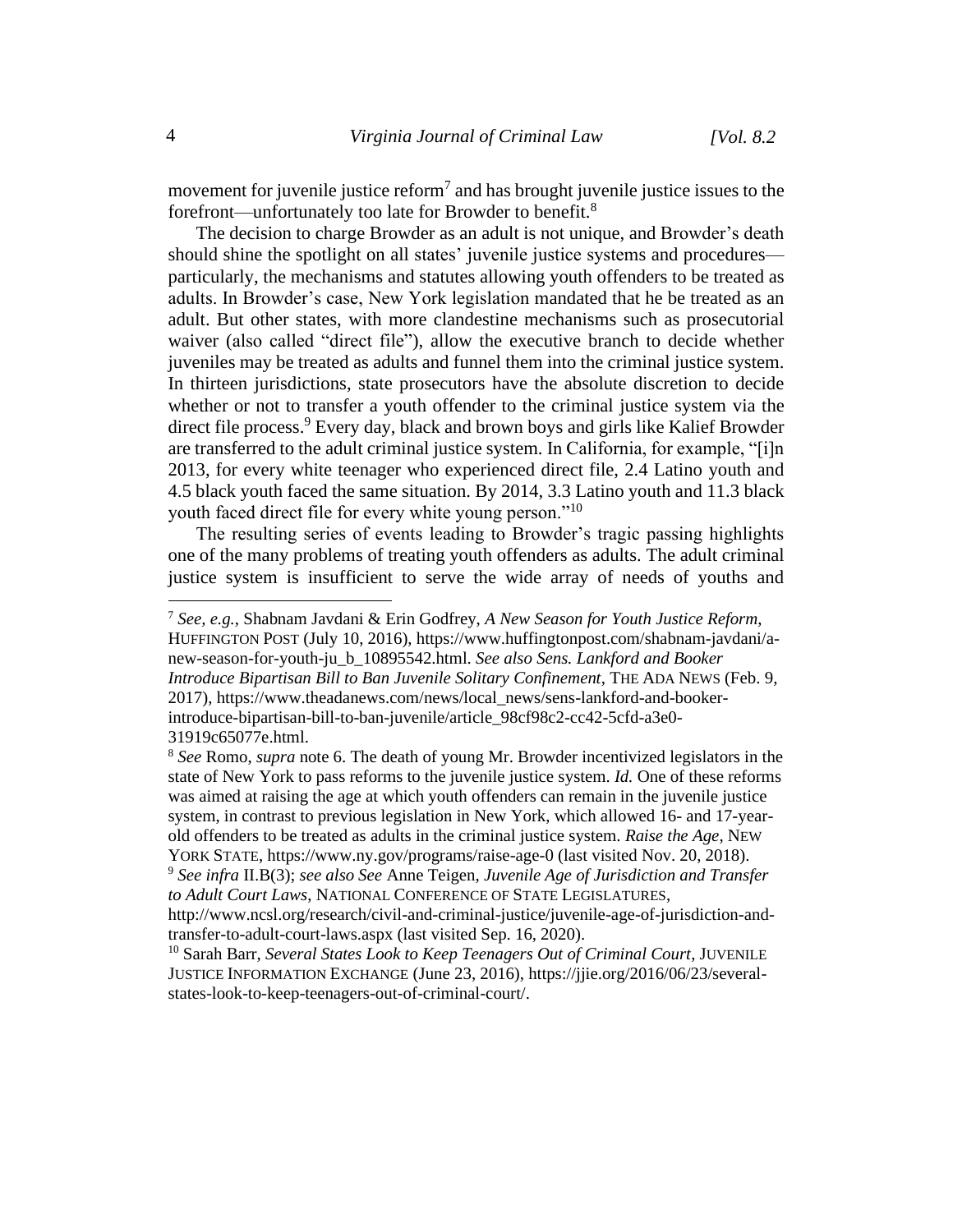movement for juvenile justice reform[7] and has brought juvenile justice issues to the forefront—unfortunately too late for Browder to benefit.[8]

The decision to charge Browder as an adult is not unique, and Browder's death should shine the spotlight on all states' juvenile justice systems and procedures—particularly, the mechanisms and statutes allowing youth offenders to be treated as adults. In Browder's case, New York legislation mandated that he be treated as an adult. But other states, with more clandestine mechanisms such as prosecutorial waiver (also called "direct file"), allow the executive branch to decide whether juveniles may be treated as adults and funnel them into the criminal justice system. In thirteen jurisdictions, state prosecutors have the absolute discretion to decide whether or not to transfer a youth offender to the criminal justice system via the direct file process.[9] Every day, black and brown boys and girls like Kalief Browder are transferred to the adult criminal justice system. In California, for example, "[i]n 2013, for every white teenager who experienced direct file, 2.4 Latino youth and 4.5 black youth faced the same situation. By 2014, 3.3 Latino youth and 11.3 black youth faced direct file for every white young person."[10]

The resulting series of events leading to Browder's tragic passing highlights one of the many problems of treating youth offenders as adults. The adult criminal justice system is insufficient to serve the wide array of needs of youths and

---

[7] *See, e.g.*, Shabnam Javdani & Erin Godfrey, *A New Season for Youth Justice Reform*, HUFFINGTON POST (July 10, 2016), https://www.huffingtonpost.com/shabnam-javdani/a-new-season-for-youth-ju_b_10895542.html. *See also Sens. Lankford and Booker Introduce Bipartisan Bill to Ban Juvenile Solitary Confinement*, THE ADA NEWS (Feb. 9, 2017), https://www.theadanews.com/news/local_news/sens-lankford-and-booker-introduce-bipartisan-bill-to-ban-juvenile/article_98cf98c2-cc42-5cfd-a3e0-31919c65077e.html.

[8] *See* Romo, *supra* note 6. The death of young Mr. Browder incentivized legislators in the state of New York to pass reforms to the juvenile justice system. *Id.* One of these reforms was aimed at raising the age at which youth offenders can remain in the juvenile justice system, in contrast to previous legislation in New York, which allowed 16- and 17-year-old offenders to be treated as adults in the criminal justice system. *Raise the Age*, NEW YORK STATE, https://www.ny.gov/programs/raise-age-0 (last visited Nov. 20, 2018).

[9] *See infra* II.B(3); *see also See* Anne Teigen, *Juvenile Age of Jurisdiction and Transfer to Adult Court Laws*, NATIONAL CONFERENCE OF STATE LEGISLATURES, http://www.ncsl.org/research/civil-and-criminal-justice/juvenile-age-of-jurisdiction-and-transfer-to-adult-court-laws.aspx (last visited Sep. 16, 2020).

[10] Sarah Barr, *Several States Look to Keep Teenagers Out of Criminal Court*, JUVENILE JUSTICE INFORMATION EXCHANGE (June 23, 2016), https://jjie.org/2016/06/23/several-states-look-to-keep-teenagers-out-of-criminal-court/.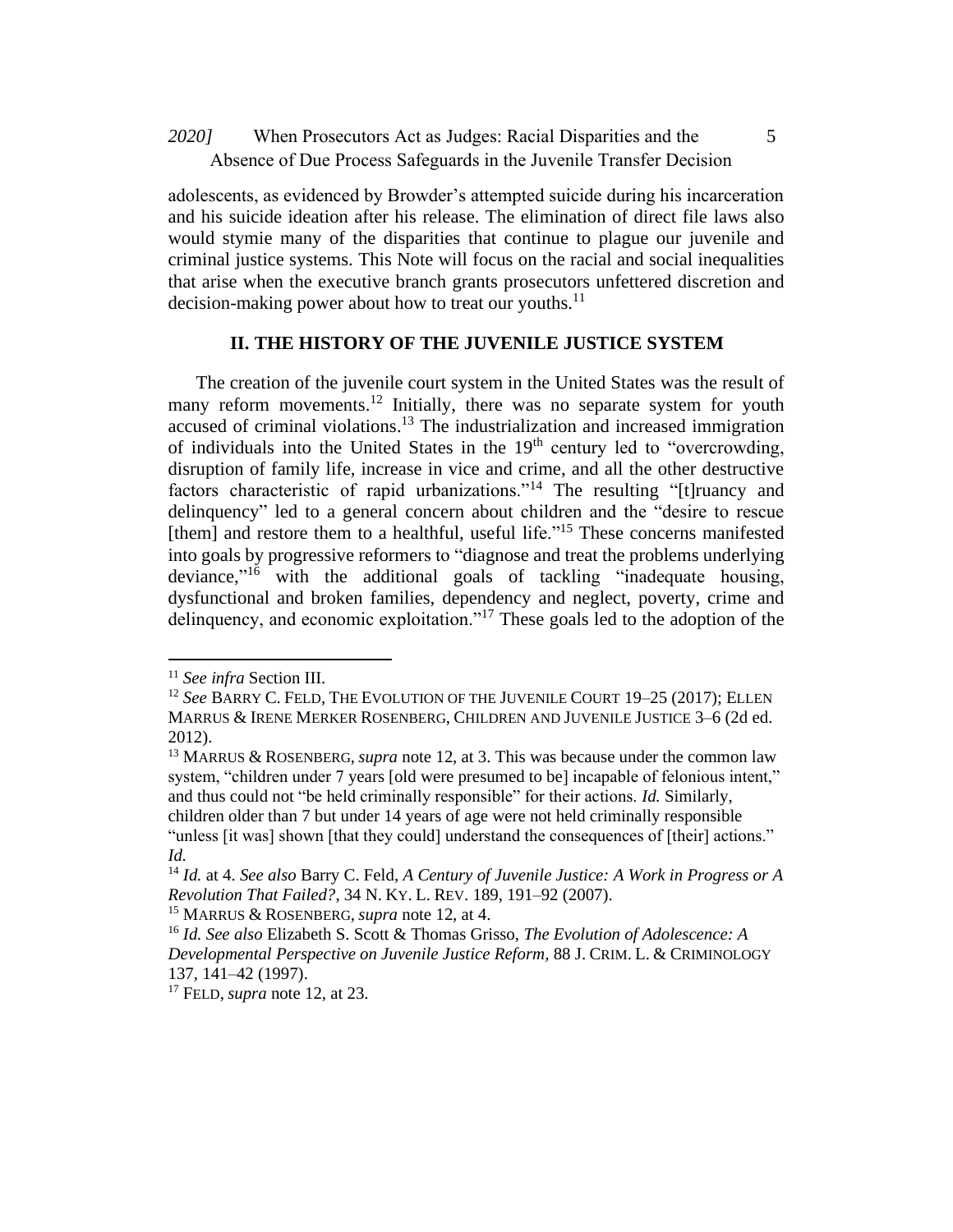adolescents, as evidenced by Browder's attempted suicide during his incarceration and his suicide ideation after his release. The elimination of direct file laws also would stymie many of the disparities that continue to plague our juvenile and criminal justice systems. This Note will focus on the racial and social inequalities that arise when the executive branch grants prosecutors unfettered discretion and decision-making power about how to treat our youths.[11]

## II. THE HISTORY OF THE JUVENILE JUSTICE SYSTEM

The creation of the juvenile court system in the United States was the result of many reform movements.[12] Initially, there was no separate system for youth accused of criminal violations.[13] The industrialization and increased immigration of individuals into the United States in the 19th century led to "overcrowding, disruption of family life, increase in vice and crime, and all the other destructive factors characteristic of rapid urbanizations."[14] The resulting "[t]ruancy and delinquency" led to a general concern about children and the "desire to rescue [them] and restore them to a healthful, useful life."[15] These concerns manifested into goals by progressive reformers to "diagnose and treat the problems underlying deviance,"[16] with the additional goals of tackling "inadequate housing, dysfunctional and broken families, dependency and neglect, poverty, crime and delinquency, and economic exploitation."[17] These goals led to the adoption of the

---

[11] *See infra* Section III.

[12] *See* BARRY C. FELD, THE EVOLUTION OF THE JUVENILE COURT 19–25 (2017); ELLEN MARRUS & IRENE MERKER ROSENBERG, CHILDREN AND JUVENILE JUSTICE 3–6 (2d ed. 2012).

[13] MARRUS & ROSENBERG, *supra* note 12, at 3. This was because under the common law system, "children under 7 years [old were presumed to be] incapable of felonious intent," and thus could not "be held criminally responsible" for their actions. *Id.* Similarly, children older than 7 but under 14 years of age were not held criminally responsible "unless [it was] shown [that they could] understand the consequences of [their] actions." *Id.*

[14] *Id.* at 4. *See also* Barry C. Feld, *A Century of Juvenile Justice: A Work in Progress or A Revolution That Failed?*, 34 N. KY. L. REV. 189, 191–92 (2007).

[15] MARRUS & ROSENBERG, *supra* note 12, at 4.

[16] *Id. See also* Elizabeth S. Scott & Thomas Grisso, *The Evolution of Adolescence: A Developmental Perspective on Juvenile Justice Reform*, 88 J. CRIM. L. & CRIMINOLOGY 137, 141–42 (1997).

[17] FELD, *supra* note 12, at 23.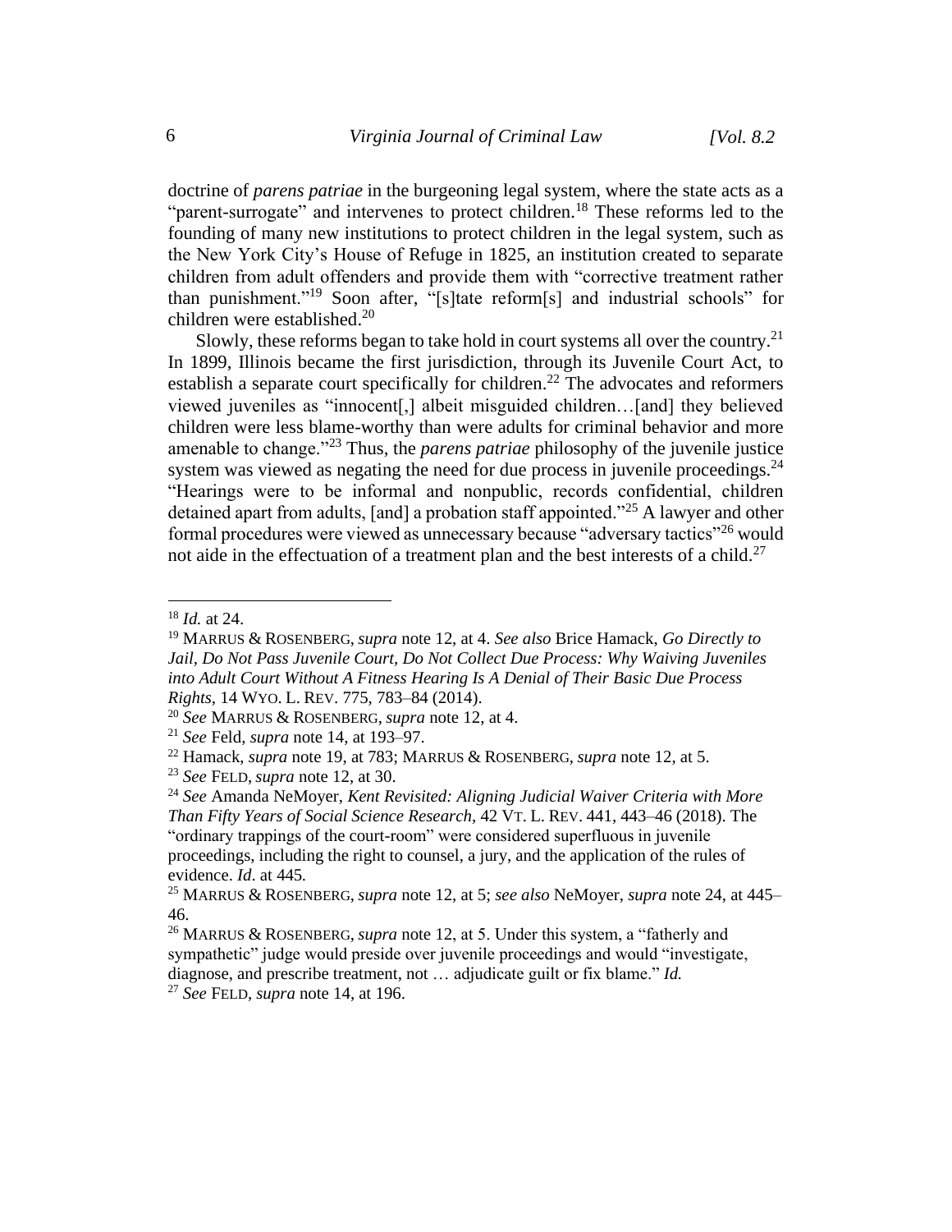doctrine of *parens patriae* in the burgeoning legal system, where the state acts as a "parent-surrogate" and intervenes to protect children.[18] These reforms led to the founding of many new institutions to protect children in the legal system, such as the New York City's House of Refuge in 1825, an institution created to separate children from adult offenders and provide them with "corrective treatment rather than punishment."[19] Soon after, "[s]tate reform[s] and industrial schools" for children were established.[20]

Slowly, these reforms began to take hold in court systems all over the country.[21] In 1899, Illinois became the first jurisdiction, through its Juvenile Court Act, to establish a separate court specifically for children.[22] The advocates and reformers viewed juveniles as "innocent[,] albeit misguided children…[and] they believed children were less blame-worthy than were adults for criminal behavior and more amenable to change."[23] Thus, the *parens patriae* philosophy of the juvenile justice system was viewed as negating the need for due process in juvenile proceedings.[24] "Hearings were to be informal and nonpublic, records confidential, children detained apart from adults, [and] a probation staff appointed."[25] A lawyer and other formal procedures were viewed as unnecessary because "adversary tactics"[26] would not aide in the effectuation of a treatment plan and the best interests of a child.[27]

---

[18] *Id.* at 24.

[19] MARRUS & ROSENBERG, *supra* note 12, at 4. *See also* Brice Hamack, *Go Directly to Jail, Do Not Pass Juvenile Court, Do Not Collect Due Process: Why Waiving Juveniles into Adult Court Without A Fitness Hearing Is A Denial of Their Basic Due Process Rights*, 14 WYO. L. REV. 775, 783–84 (2014).

[20] *See* MARRUS & ROSENBERG, *supra* note 12, at 4.

[21] *See* Feld, *supra* note 14, at 193–97.

[22] Hamack, *supra* note 19, at 783; MARRUS & ROSENBERG, *supra* note 12, at 5.

[23] *See* FELD, *supra* note 12, at 30.

[24] *See* Amanda NeMoyer, *Kent Revisited: Aligning Judicial Waiver Criteria with More Than Fifty Years of Social Science Research*, 42 VT. L. REV. 441, 443–46 (2018). The "ordinary trappings of the court-room" were considered superfluous in juvenile proceedings, including the right to counsel, a jury, and the application of the rules of evidence. *Id*. at 445.

[25] MARRUS & ROSENBERG, *supra* note 12, at 5; *see also* NeMoyer, *supra* note 24, at 445–46.

[26] MARRUS & ROSENBERG, *supra* note 12, at 5. Under this system, a "fatherly and sympathetic" judge would preside over juvenile proceedings and would "investigate, diagnose, and prescribe treatment, not … adjudicate guilt or fix blame." *Id.*

[27] *See* FELD, *supra* note 14, at 196.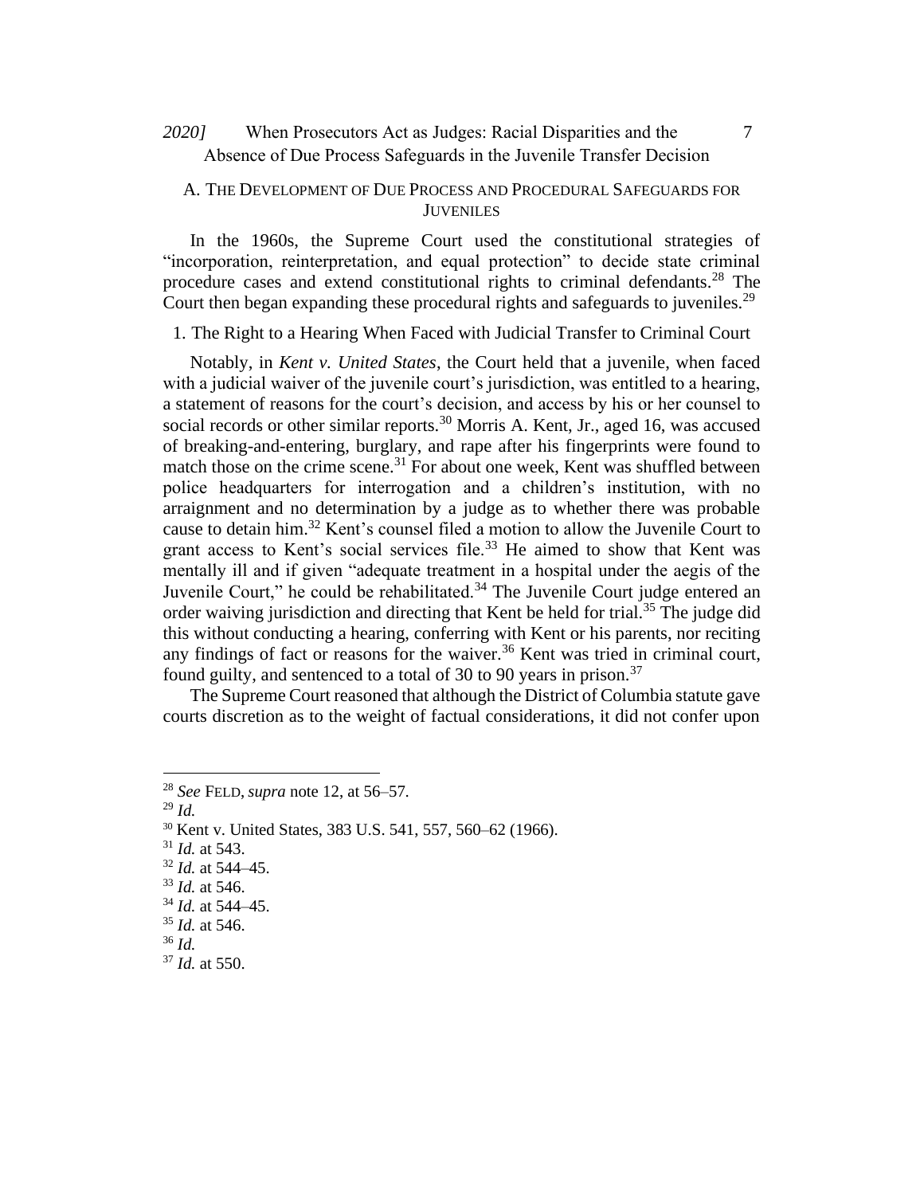## A. The Development of Due Process and Procedural Safeguards for Juveniles

In the 1960s, the Supreme Court used the constitutional strategies of "incorporation, reinterpretation, and equal protection" to decide state criminal procedure cases and extend constitutional rights to criminal defendants.[28] The Court then began expanding these procedural rights and safeguards to juveniles.[29]

### 1. The Right to a Hearing When Faced with Judicial Transfer to Criminal Court

Notably, in *Kent v. United States*, the Court held that a juvenile, when faced with a judicial waiver of the juvenile court's jurisdiction, was entitled to a hearing, a statement of reasons for the court's decision, and access by his or her counsel to social records or other similar reports.[30] Morris A. Kent, Jr., aged 16, was accused of breaking-and-entering, burglary, and rape after his fingerprints were found to match those on the crime scene.[31] For about one week, Kent was shuffled between police headquarters for interrogation and a children's institution, with no arraignment and no determination by a judge as to whether there was probable cause to detain him.[32] Kent's counsel filed a motion to allow the Juvenile Court to grant access to Kent's social services file.[33] He aimed to show that Kent was mentally ill and if given "adequate treatment in a hospital under the aegis of the Juvenile Court," he could be rehabilitated.[34] The Juvenile Court judge entered an order waiving jurisdiction and directing that Kent be held for trial.[35] The judge did this without conducting a hearing, conferring with Kent or his parents, nor reciting any findings of fact or reasons for the waiver.[36] Kent was tried in criminal court, found guilty, and sentenced to a total of 30 to 90 years in prison.[37]

The Supreme Court reasoned that although the District of Columbia statute gave courts discretion as to the weight of factual considerations, it did not confer upon

---

[28] *See* FELD, *supra* note 12, at 56–57.

[29] *Id.*

[30] Kent v. United States, 383 U.S. 541, 557, 560–62 (1966).

[31] *Id.* at 543.

[32] *Id.* at 544–45.

[33] *Id.* at 546.

[34] *Id.* at 544–45.

[35] *Id.* at 546.

[36] *Id.*

[37] *Id.* at 550.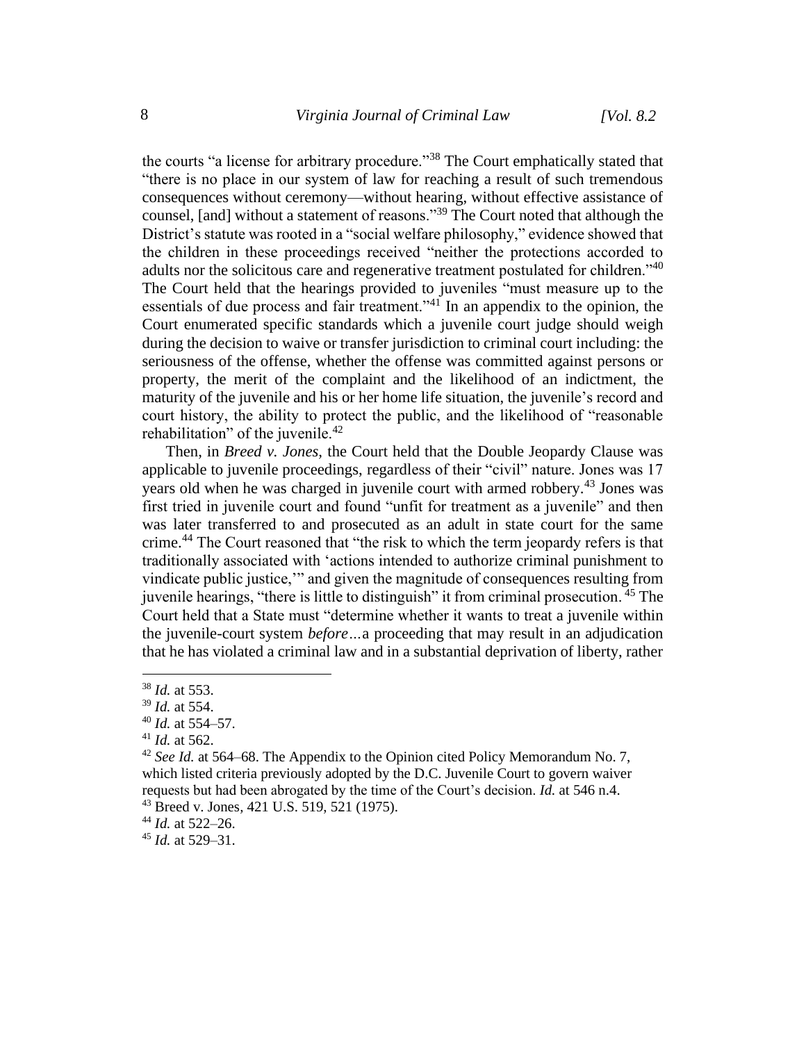the courts "a license for arbitrary procedure."[38] The Court emphatically stated that "there is no place in our system of law for reaching a result of such tremendous consequences without ceremony—without hearing, without effective assistance of counsel, [and] without a statement of reasons."[39] The Court noted that although the District's statute was rooted in a "social welfare philosophy," evidence showed that the children in these proceedings received "neither the protections accorded to adults nor the solicitous care and regenerative treatment postulated for children."[40] The Court held that the hearings provided to juveniles "must measure up to the essentials of due process and fair treatment."[41] In an appendix to the opinion, the Court enumerated specific standards which a juvenile court judge should weigh during the decision to waive or transfer jurisdiction to criminal court including: the seriousness of the offense, whether the offense was committed against persons or property, the merit of the complaint and the likelihood of an indictment, the maturity of the juvenile and his or her home life situation, the juvenile's record and court history, the ability to protect the public, and the likelihood of "reasonable rehabilitation" of the juvenile.[42]

Then, in *Breed v. Jones*, the Court held that the Double Jeopardy Clause was applicable to juvenile proceedings, regardless of their "civil" nature. Jones was 17 years old when he was charged in juvenile court with armed robbery.[43] Jones was first tried in juvenile court and found "unfit for treatment as a juvenile" and then was later transferred to and prosecuted as an adult in state court for the same crime.[44] The Court reasoned that "the risk to which the term jeopardy refers is that traditionally associated with 'actions intended to authorize criminal punishment to vindicate public justice,'" and given the magnitude of consequences resulting from juvenile hearings, "there is little to distinguish" it from criminal prosecution.[45] The Court held that a State must "determine whether it wants to treat a juvenile within the juvenile-court system *before*…a proceeding that may result in an adjudication that he has violated a criminal law and in a substantial deprivation of liberty, rather

---

[38] *Id.* at 553.

[39] *Id.* at 554.

[40] *Id.* at 554–57.

[41] *Id.* at 562.

[42] *See Id.* at 564–68. The Appendix to the Opinion cited Policy Memorandum No. 7, which listed criteria previously adopted by the D.C. Juvenile Court to govern waiver requests but had been abrogated by the time of the Court's decision. *Id.* at 546 n.4.

[43] Breed v. Jones, 421 U.S. 519, 521 (1975).

[44] *Id.* at 522–26.

[45] *Id.* at 529–31.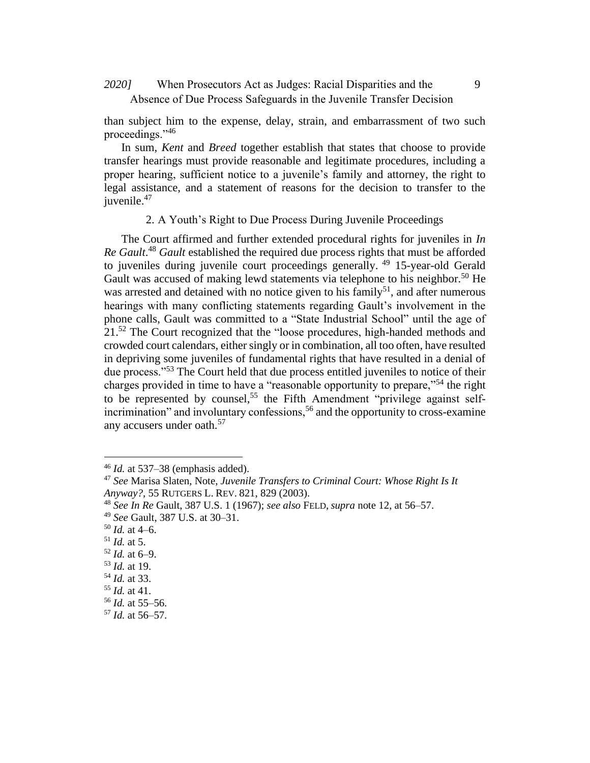than subject him to the expense, delay, strain, and embarrassment of two such proceedings."[46]

In sum, *Kent* and *Breed* together establish that states that choose to provide transfer hearings must provide reasonable and legitimate procedures, including a proper hearing, sufficient notice to a juvenile's family and attorney, the right to legal assistance, and a statement of reasons for the decision to transfer to the juvenile.[47]

### 2. A Youth's Right to Due Process During Juvenile Proceedings

The Court affirmed and further extended procedural rights for juveniles in *In Re Gault*.[48] *Gault* established the required due process rights that must be afforded to juveniles during juvenile court proceedings generally.[49] 15-year-old Gerald Gault was accused of making lewd statements via telephone to his neighbor.[50] He was arrested and detained with no notice given to his family[51], and after numerous hearings with many conflicting statements regarding Gault's involvement in the phone calls, Gault was committed to a "State Industrial School" until the age of 21.[52] The Court recognized that the "loose procedures, high-handed methods and crowded court calendars, either singly or in combination, all too often, have resulted in depriving some juveniles of fundamental rights that have resulted in a denial of due process."[53] The Court held that due process entitled juveniles to notice of their charges provided in time to have a "reasonable opportunity to prepare,"[54] the right to be represented by counsel,[55] the Fifth Amendment "privilege against self-incrimination" and involuntary confessions,[56] and the opportunity to cross-examine any accusers under oath.[57]

---

[46] *Id.* at 537–38 (emphasis added).

[47] *See* Marisa Slaten, Note, *Juvenile Transfers to Criminal Court: Whose Right Is It Anyway?*, 55 RUTGERS L. REV. 821, 829 (2003).

[48] *See In Re* Gault, 387 U.S. 1 (1967); *see also* FELD, *supra* note 12, at 56–57.

[49] *See* Gault, 387 U.S. at 30–31.

[50] *Id.* at 4–6.

[51] *Id.* at 5.

[52] *Id.* at 6–9.

[53] *Id.* at 19.

[54] *Id.* at 33.

[55] *Id.* at 41.

[56] *Id.* at 55–56.

[57] *Id.* at 56–57.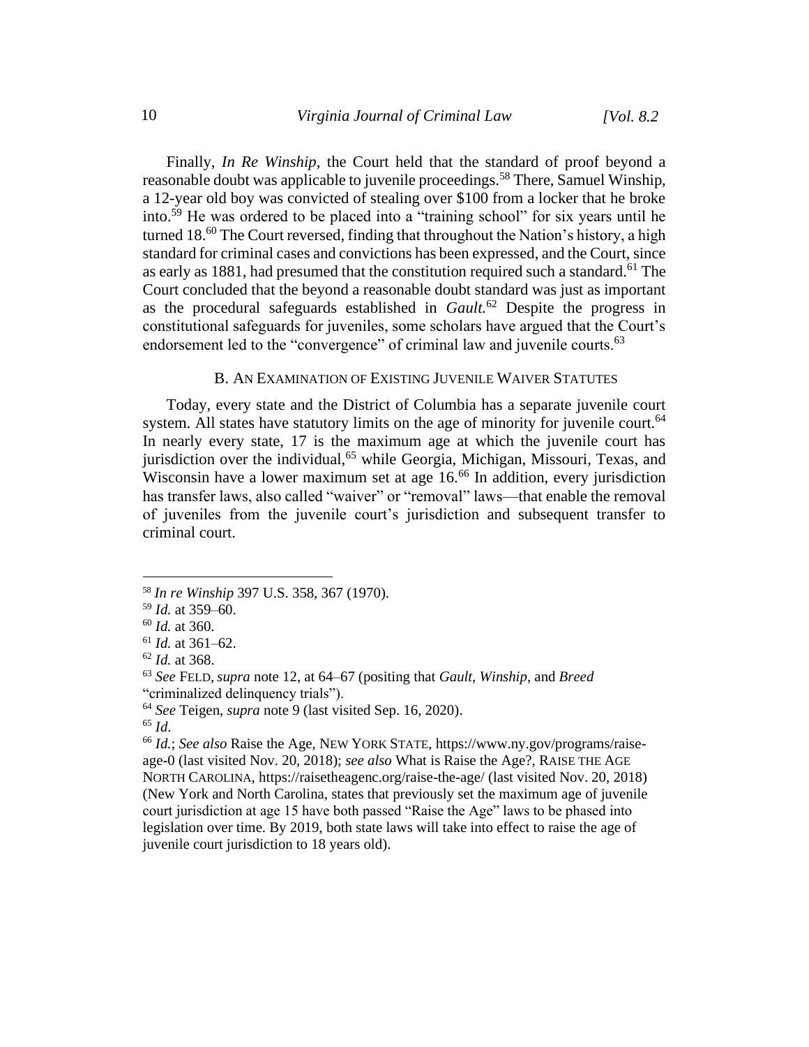Finally, *In Re Winship*, the Court held that the standard of proof beyond a reasonable doubt was applicable to juvenile proceedings.[58] There, Samuel Winship, a 12-year old boy was convicted of stealing over $100 from a locker that he broke into.[59] He was ordered to be placed into a "training school" for six years until he turned 18.[60] The Court reversed, finding that throughout the Nation's history, a high standard for criminal cases and convictions has been expressed, and the Court, since as early as 1881, had presumed that the constitution required such a standard.[61] The Court concluded that the beyond a reasonable doubt standard was just as important as the procedural safeguards established in *Gault.*[62] Despite the progress in constitutional safeguards for juveniles, some scholars have argued that the Court's endorsement led to the "convergence" of criminal law and juvenile courts.[63]

### B. An Examination of Existing Juvenile Waiver Statutes

Today, every state and the District of Columbia has a separate juvenile court system. All states have statutory limits on the age of minority for juvenile court.[64] In nearly every state, 17 is the maximum age at which the juvenile court has jurisdiction over the individual,[65] while Georgia, Michigan, Missouri, Texas, and Wisconsin have a lower maximum set at age 16.[66] In addition, every jurisdiction has transfer laws, also called "waiver" or "removal" laws—that enable the removal of juveniles from the juvenile court's jurisdiction and subsequent transfer to criminal court.

---

[58] *In re Winship* 397 U.S. 358, 367 (1970).

[59] *Id.* at 359–60.

[60] *Id.* at 360.

[61] *Id.* at 361–62.

[62] *Id.* at 368.

[63] *See* FELD, *supra* note 12, at 64–67 (positing that *Gault*, *Winship*, and *Breed* "criminalized delinquency trials").

[64] *See* Teigen, *supra* note 9 (last visited Sep. 16, 2020).

[65] *Id.*

[66] *Id.*; *See also* Raise the Age, NEW YORK STATE, https://www.ny.gov/programs/raise-age-0 (last visited Nov. 20, 2018); *see also* What is Raise the Age?, RAISE THE AGE NORTH CAROLINA, https://raisetheagenc.org/raise-the-age/ (last visited Nov. 20, 2018) (New York and North Carolina, states that previously set the maximum age of juvenile court jurisdiction at age 15 have both passed "Raise the Age" laws to be phased into legislation over time. By 2019, both state laws will take into effect to raise the age of juvenile court jurisdiction to 18 years old).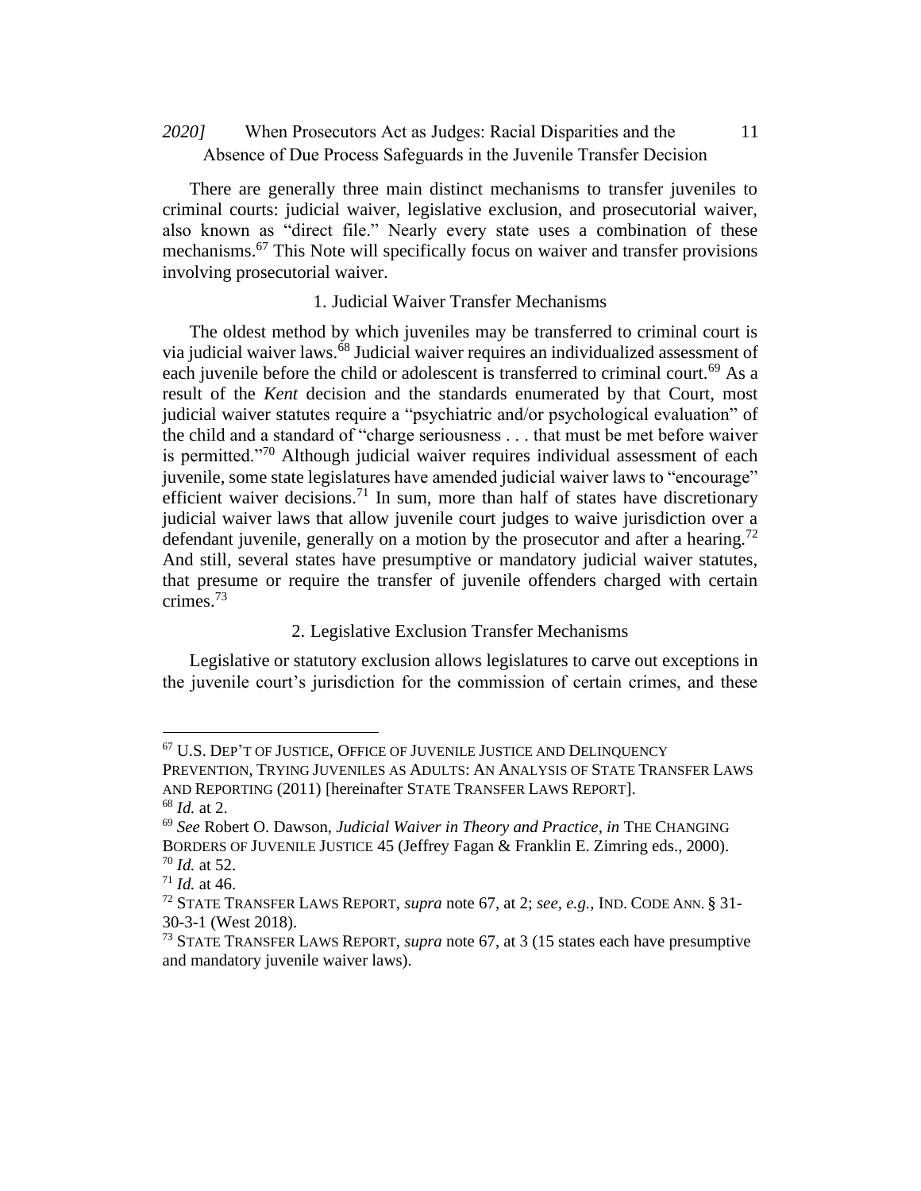There are generally three main distinct mechanisms to transfer juveniles to criminal courts: judicial waiver, legislative exclusion, and prosecutorial waiver, also known as "direct file." Nearly every state uses a combination of these mechanisms.[67] This Note will specifically focus on waiver and transfer provisions involving prosecutorial waiver.

### 1. Judicial Waiver Transfer Mechanisms

The oldest method by which juveniles may be transferred to criminal court is via judicial waiver laws.[68] Judicial waiver requires an individualized assessment of each juvenile before the child or adolescent is transferred to criminal court.[69] As a result of the *Kent* decision and the standards enumerated by that Court, most judicial waiver statutes require a "psychiatric and/or psychological evaluation" of the child and a standard of "charge seriousness . . . that must be met before waiver is permitted."[70] Although judicial waiver requires individual assessment of each juvenile, some state legislatures have amended judicial waiver laws to "encourage" efficient waiver decisions.[71] In sum, more than half of states have discretionary judicial waiver laws that allow juvenile court judges to waive jurisdiction over a defendant juvenile, generally on a motion by the prosecutor and after a hearing.[72] And still, several states have presumptive or mandatory judicial waiver statutes, that presume or require the transfer of juvenile offenders charged with certain crimes.[73]

### 2. Legislative Exclusion Transfer Mechanisms

Legislative or statutory exclusion allows legislatures to carve out exceptions in the juvenile court's jurisdiction for the commission of certain crimes, and these

---

[67] U.S. DEP'T OF JUSTICE, OFFICE OF JUVENILE JUSTICE AND DELINQUENCY PREVENTION, TRYING JUVENILES AS ADULTS: AN ANALYSIS OF STATE TRANSFER LAWS AND REPORTING (2011) [hereinafter STATE TRANSFER LAWS REPORT].

[68] *Id.* at 2.

[69] *See* Robert O. Dawson, *Judicial Waiver in Theory and Practice*, *in* THE CHANGING BORDERS OF JUVENILE JUSTICE 45 (Jeffrey Fagan & Franklin E. Zimring eds., 2000).

[70] *Id.* at 52.

[71] *Id.* at 46.

[72] STATE TRANSFER LAWS REPORT, *supra* note 67, at 2; *see, e.g.*, IND. CODE ANN. § 31-30-3-1 (West 2018).

[73] STATE TRANSFER LAWS REPORT, *supra* note 67, at 3 (15 states each have presumptive and mandatory juvenile waiver laws).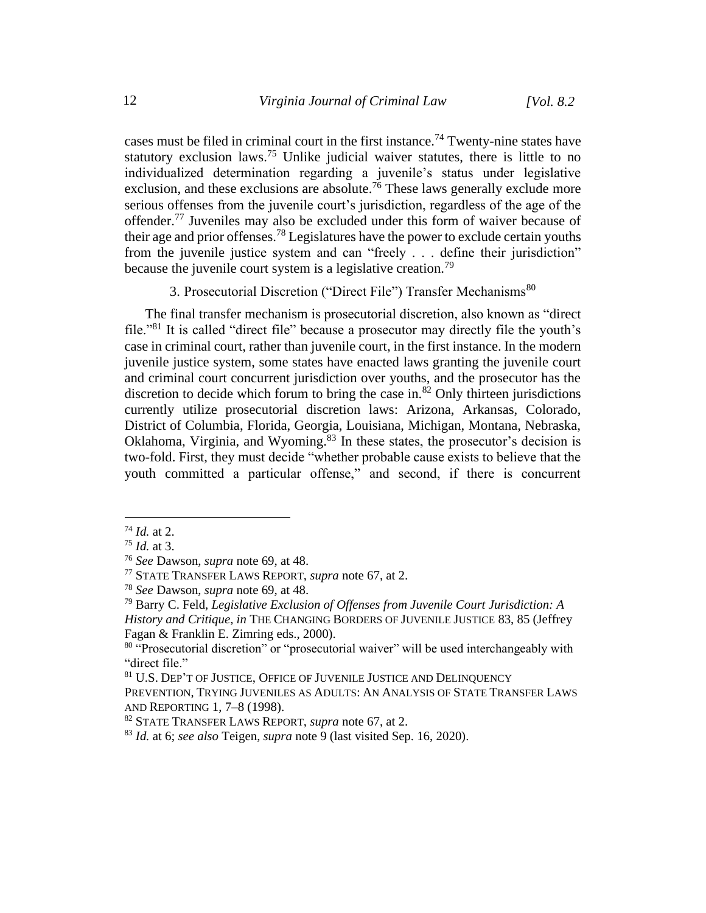cases must be filed in criminal court in the first instance.[74] Twenty-nine states have statutory exclusion laws.[75] Unlike judicial waiver statutes, there is little to no individualized determination regarding a juvenile's status under legislative exclusion, and these exclusions are absolute.[76] These laws generally exclude more serious offenses from the juvenile court's jurisdiction, regardless of the age of the offender.[77] Juveniles may also be excluded under this form of waiver because of their age and prior offenses.[78] Legislatures have the power to exclude certain youths from the juvenile justice system and can "freely . . . define their jurisdiction" because the juvenile court system is a legislative creation.[79]

### 3. Prosecutorial Discretion ("Direct File") Transfer Mechanisms[80]

The final transfer mechanism is prosecutorial discretion, also known as "direct file."[81] It is called "direct file" because a prosecutor may directly file the youth's case in criminal court, rather than juvenile court, in the first instance. In the modern juvenile justice system, some states have enacted laws granting the juvenile court and criminal court concurrent jurisdiction over youths, and the prosecutor has the discretion to decide which forum to bring the case in.[82] Only thirteen jurisdictions currently utilize prosecutorial discretion laws: Arizona, Arkansas, Colorado, District of Columbia, Florida, Georgia, Louisiana, Michigan, Montana, Nebraska, Oklahoma, Virginia, and Wyoming.[83] In these states, the prosecutor's decision is two-fold. First, they must decide "whether probable cause exists to believe that the youth committed a particular offense," and second, if there is concurrent

---

[74] *Id.* at 2.

[75] *Id.* at 3.

[76] *See* Dawson, *supra* note 69, at 48.

[77] STATE TRANSFER LAWS REPORT, *supra* note 67, at 2.

[78] *See* Dawson, *supra* note 69, at 48.

[79] Barry C. Feld, *Legislative Exclusion of Offenses from Juvenile Court Jurisdiction: A History and Critique*, *in* THE CHANGING BORDERS OF JUVENILE JUSTICE 83, 85 (Jeffrey Fagan & Franklin E. Zimring eds., 2000).

[80] "Prosecutorial discretion" or "prosecutorial waiver" will be used interchangeably with "direct file."

[81] U.S. DEP'T OF JUSTICE, OFFICE OF JUVENILE JUSTICE AND DELINQUENCY PREVENTION, TRYING JUVENILES AS ADULTS: AN ANALYSIS OF STATE TRANSFER LAWS AND REPORTING 1, 7–8 (1998).

[82] STATE TRANSFER LAWS REPORT, *supra* note 67, at 2.

[83] *Id.* at 6; *see also* Teigen, *supra* note 9 (last visited Sep. 16, 2020).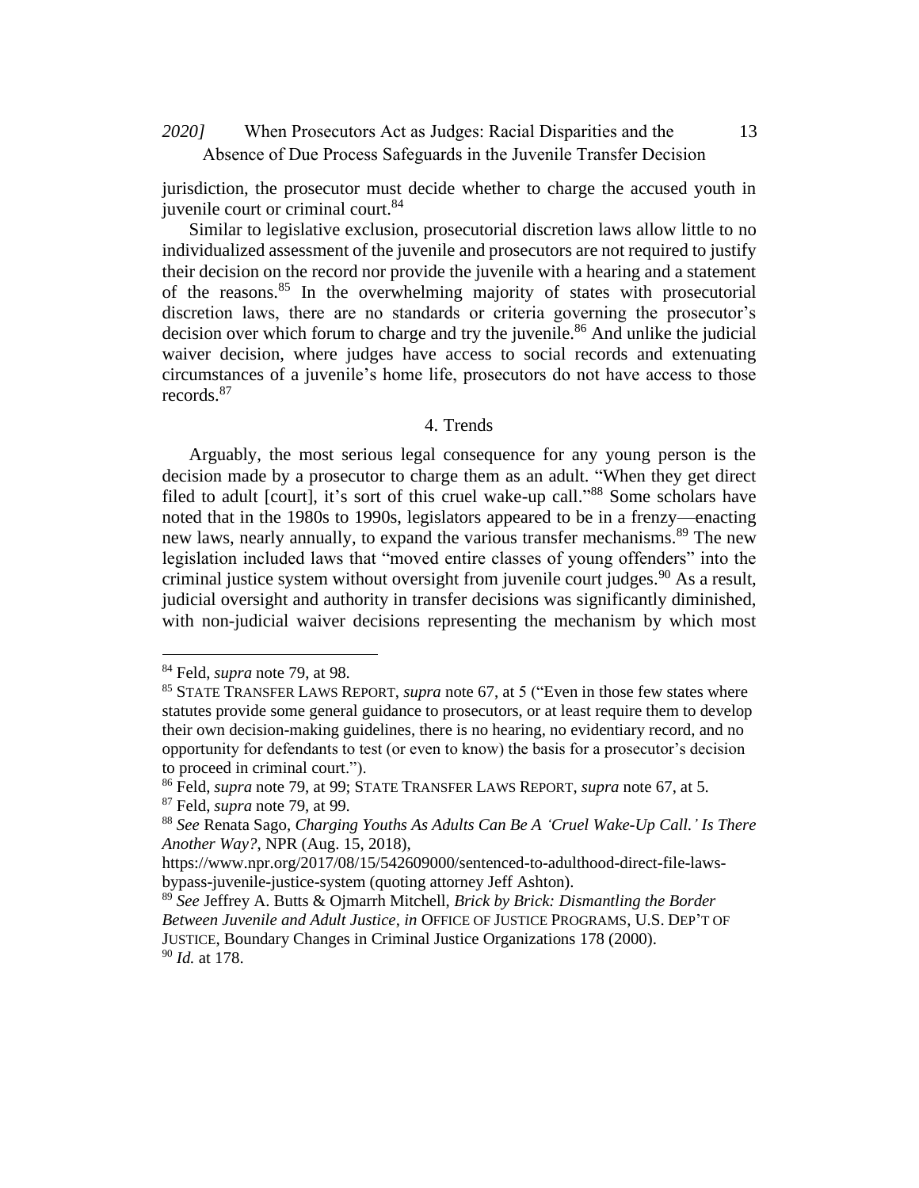jurisdiction, the prosecutor must decide whether to charge the accused youth in juvenile court or criminal court.[84]

Similar to legislative exclusion, prosecutorial discretion laws allow little to no individualized assessment of the juvenile and prosecutors are not required to justify their decision on the record nor provide the juvenile with a hearing and a statement of the reasons.[85] In the overwhelming majority of states with prosecutorial discretion laws, there are no standards or criteria governing the prosecutor's decision over which forum to charge and try the juvenile.[86] And unlike the judicial waiver decision, where judges have access to social records and extenuating circumstances of a juvenile's home life, prosecutors do not have access to those records.[87]

### 4. Trends

Arguably, the most serious legal consequence for any young person is the decision made by a prosecutor to charge them as an adult. "When they get direct filed to adult [court], it's sort of this cruel wake-up call."[88] Some scholars have noted that in the 1980s to 1990s, legislators appeared to be in a frenzy—enacting new laws, nearly annually, to expand the various transfer mechanisms.[89] The new legislation included laws that "moved entire classes of young offenders" into the criminal justice system without oversight from juvenile court judges.[90] As a result, judicial oversight and authority in transfer decisions was significantly diminished, with non-judicial waiver decisions representing the mechanism by which most

---

[84] Feld, *supra* note 79, at 98.

[85] STATE TRANSFER LAWS REPORT, *supra* note 67, at 5 ("Even in those few states where statutes provide some general guidance to prosecutors, or at least require them to develop their own decision-making guidelines, there is no hearing, no evidentiary record, and no opportunity for defendants to test (or even to know) the basis for a prosecutor's decision to proceed in criminal court.").

[86] Feld, *supra* note 79, at 99; STATE TRANSFER LAWS REPORT, *supra* note 67, at 5.

[87] Feld, *supra* note 79, at 99.

[88] *See* Renata Sago, *Charging Youths As Adults Can Be A 'Cruel Wake-Up Call.' Is There Another Way?*, NPR (Aug. 15, 2018), https://www.npr.org/2017/08/15/542609000/sentenced-to-adulthood-direct-file-laws-bypass-juvenile-justice-system (quoting attorney Jeff Ashton).

[89] *See* Jeffrey A. Butts & Ojmarrh Mitchell, *Brick by Brick: Dismantling the Border Between Juvenile and Adult Justice*, *in* OFFICE OF JUSTICE PROGRAMS, U.S. DEP'T OF JUSTICE, Boundary Changes in Criminal Justice Organizations 178 (2000).

[90] *Id.* at 178.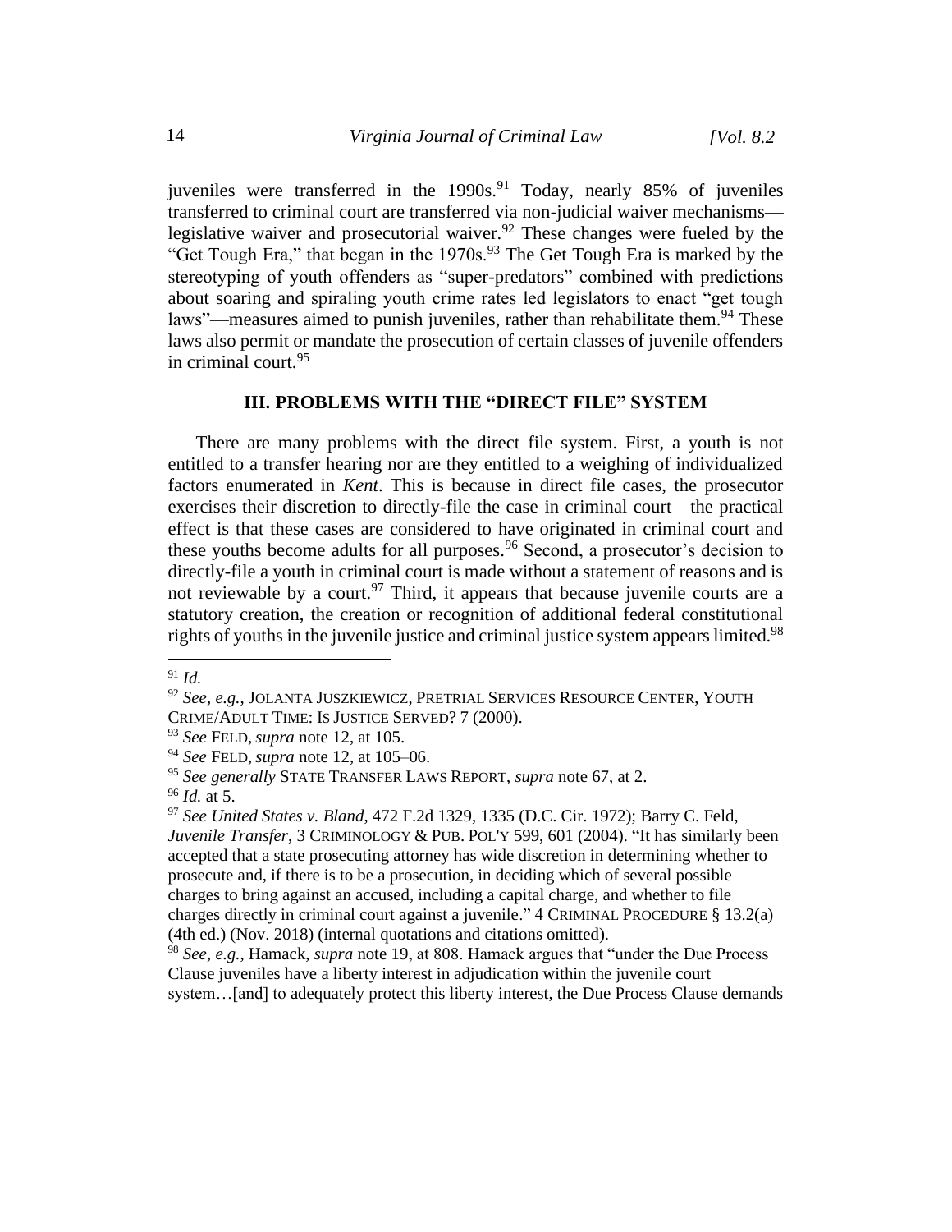juveniles were transferred in the 1990s.[91] Today, nearly 85% of juveniles transferred to criminal court are transferred via non-judicial waiver mechanisms—legislative waiver and prosecutorial waiver.[92] These changes were fueled by the "Get Tough Era," that began in the 1970s.[93] The Get Tough Era is marked by the stereotyping of youth offenders as "super-predators" combined with predictions about soaring and spiraling youth crime rates led legislators to enact "get tough laws"—measures aimed to punish juveniles, rather than rehabilitate them.[94] These laws also permit or mandate the prosecution of certain classes of juvenile offenders in criminal court.[95]

## III. PROBLEMS WITH THE "DIRECT FILE" SYSTEM

There are many problems with the direct file system. First, a youth is not entitled to a transfer hearing nor are they entitled to a weighing of individualized factors enumerated in *Kent*. This is because in direct file cases, the prosecutor exercises their discretion to directly-file the case in criminal court—the practical effect is that these cases are considered to have originated in criminal court and these youths become adults for all purposes.[96] Second, a prosecutor's decision to directly-file a youth in criminal court is made without a statement of reasons and is not reviewable by a court.[97] Third, it appears that because juvenile courts are a statutory creation, the creation or recognition of additional federal constitutional rights of youths in the juvenile justice and criminal justice system appears limited.[98]

---

[91] *Id.*

[92] *See, e.g.*, JOLANTA JUSZKIEWICZ, PRETRIAL SERVICES RESOURCE CENTER, YOUTH CRIME/ADULT TIME: IS JUSTICE SERVED? 7 (2000).

[93] *See* FELD, *supra* note 12, at 105.

[94] *See* FELD, *supra* note 12, at 105–06.

[95] *See generally* STATE TRANSFER LAWS REPORT, *supra* note 67, at 2.

[96] *Id.* at 5.

[97] *See United States v. Bland*, 472 F.2d 1329, 1335 (D.C. Cir. 1972); Barry C. Feld, *Juvenile Transfer*, 3 CRIMINOLOGY & PUB. POL'Y 599, 601 (2004). "It has similarly been accepted that a state prosecuting attorney has wide discretion in determining whether to prosecute and, if there is to be a prosecution, in deciding which of several possible charges to bring against an accused, including a capital charge, and whether to file charges directly in criminal court against a juvenile." 4 CRIMINAL PROCEDURE § 13.2(a) (4th ed.) (Nov. 2018) (internal quotations and citations omitted).

[98] *See, e.g.*, Hamack, *supra* note 19, at 808. Hamack argues that "under the Due Process Clause juveniles have a liberty interest in adjudication within the juvenile court system…[and] to adequately protect this liberty interest, the Due Process Clause demands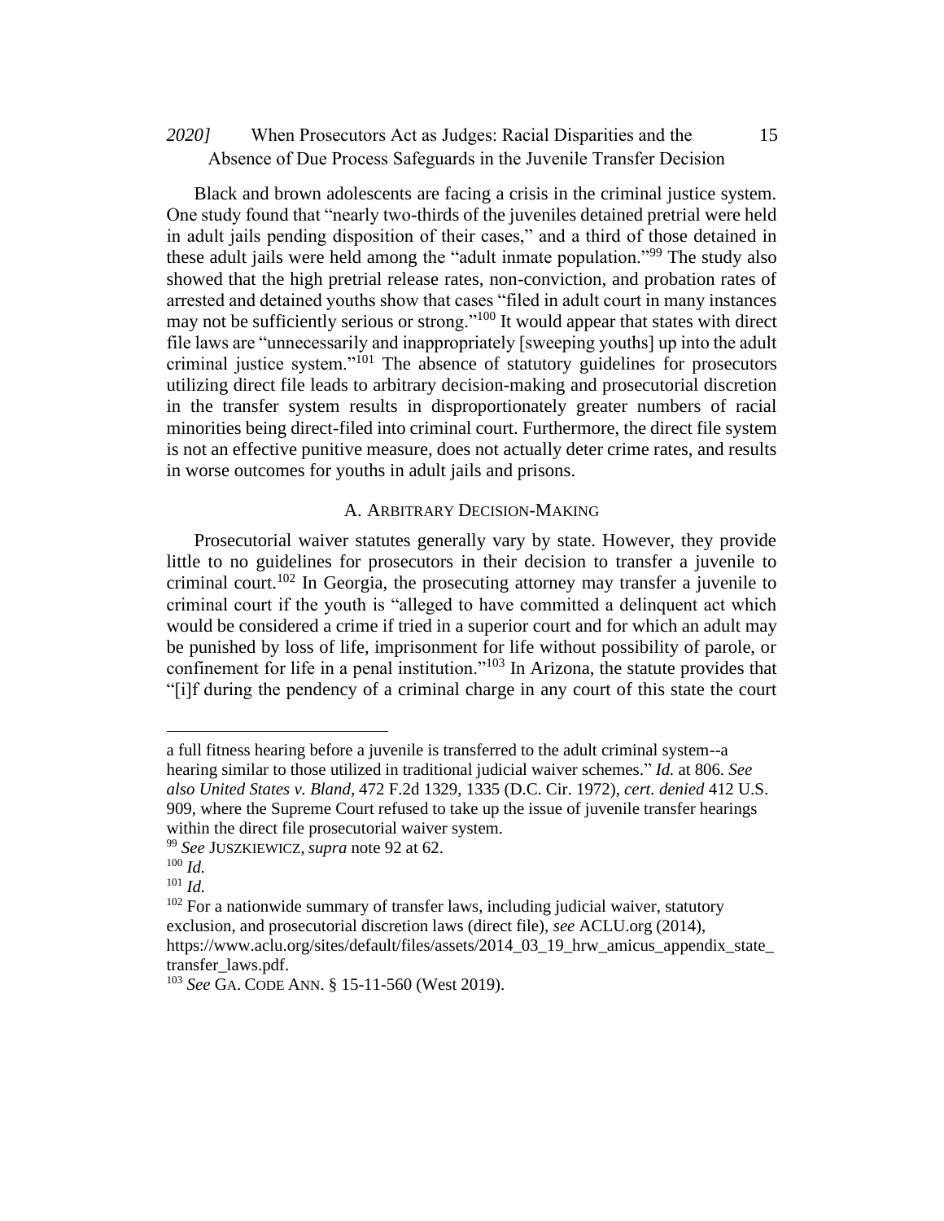Black and brown adolescents are facing a crisis in the criminal justice system. One study found that "nearly two-thirds of the juveniles detained pretrial were held in adult jails pending disposition of their cases," and a third of those detained in these adult jails were held among the "adult inmate population."[99] The study also showed that the high pretrial release rates, non-conviction, and probation rates of arrested and detained youths show that cases "filed in adult court in many instances may not be sufficiently serious or strong."[100] It would appear that states with direct file laws are "unnecessarily and inappropriately [sweeping youths] up into the adult criminal justice system."[101] The absence of statutory guidelines for prosecutors utilizing direct file leads to arbitrary decision-making and prosecutorial discretion in the transfer system results in disproportionately greater numbers of racial minorities being direct-filed into criminal court. Furthermore, the direct file system is not an effective punitive measure, does not actually deter crime rates, and results in worse outcomes for youths in adult jails and prisons.

### A. Arbitrary Decision-Making

Prosecutorial waiver statutes generally vary by state. However, they provide little to no guidelines for prosecutors in their decision to transfer a juvenile to criminal court.[102] In Georgia, the prosecuting attorney may transfer a juvenile to criminal court if the youth is "alleged to have committed a delinquent act which would be considered a crime if tried in a superior court and for which an adult may be punished by loss of life, imprisonment for life without possibility of parole, or confinement for life in a penal institution."[103] In Arizona, the statute provides that "[i]f during the pendency of a criminal charge in any court of this state the court

---

a full fitness hearing before a juvenile is transferred to the adult criminal system--a hearing similar to those utilized in traditional judicial waiver schemes." *Id.* at 806. *See also United States v. Bland*, 472 F.2d 1329, 1335 (D.C. Cir. 1972), *cert. denied* 412 U.S. 909, where the Supreme Court refused to take up the issue of juvenile transfer hearings within the direct file prosecutorial waiver system.

[99] *See* Juszkiewicz, *supra* note 92 at 62.

[100] *Id.*

[101] *Id.*

[102] For a nationwide summary of transfer laws, including judicial waiver, statutory exclusion, and prosecutorial discretion laws (direct file), *see* ACLU.org (2014), https://www.aclu.org/sites/default/files/assets/2014_03_19_hrw_amicus_appendix_state_transfer_laws.pdf.

[103] *See* Ga. Code Ann. § 15-11-560 (West 2019).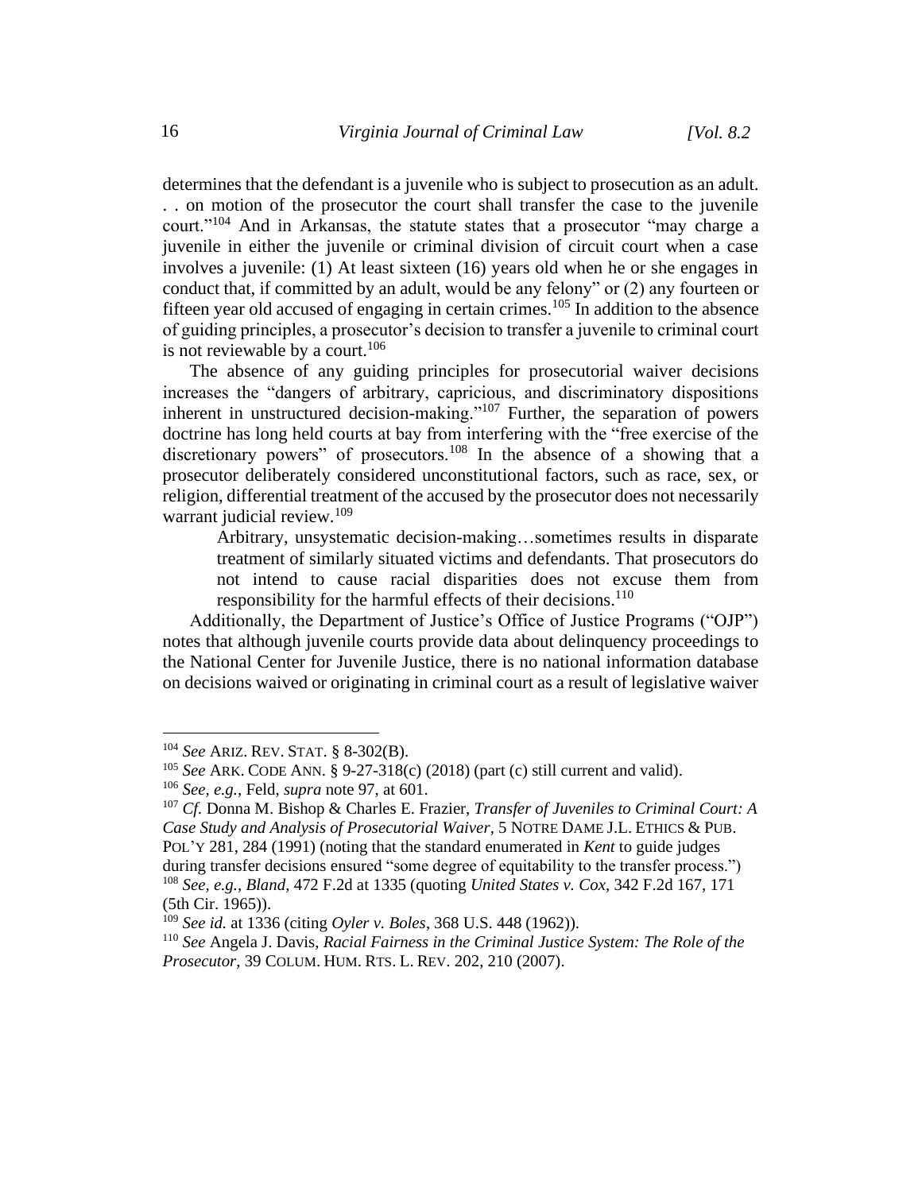determines that the defendant is a juvenile who is subject to prosecution as an adult. . . on motion of the prosecutor the court shall transfer the case to the juvenile court."[104] And in Arkansas, the statute states that a prosecutor "may charge a juvenile in either the juvenile or criminal division of circuit court when a case involves a juvenile: (1) At least sixteen (16) years old when he or she engages in conduct that, if committed by an adult, would be any felony" or (2) any fourteen or fifteen year old accused of engaging in certain crimes.[105] In addition to the absence of guiding principles, a prosecutor's decision to transfer a juvenile to criminal court is not reviewable by a court.[106]

The absence of any guiding principles for prosecutorial waiver decisions increases the "dangers of arbitrary, capricious, and discriminatory dispositions inherent in unstructured decision-making."[107] Further, the separation of powers doctrine has long held courts at bay from interfering with the "free exercise of the discretionary powers" of prosecutors.[108] In the absence of a showing that a prosecutor deliberately considered unconstitutional factors, such as race, sex, or religion, differential treatment of the accused by the prosecutor does not necessarily warrant judicial review.[109]

> Arbitrary, unsystematic decision-making…sometimes results in disparate treatment of similarly situated victims and defendants. That prosecutors do not intend to cause racial disparities does not excuse them from responsibility for the harmful effects of their decisions.[110]

Additionally, the Department of Justice's Office of Justice Programs ("OJP") notes that although juvenile courts provide data about delinquency proceedings to the National Center for Juvenile Justice, there is no national information database on decisions waived or originating in criminal court as a result of legislative waiver

---

[104] *See* ARIZ. REV. STAT. § 8-302(B).

[105] *See* ARK. CODE ANN. § 9-27-318(c) (2018) (part (c) still current and valid).

[106] *See, e.g.*, Feld, *supra* note 97, at 601.

[107] *Cf.* Donna M. Bishop & Charles E. Frazier, *Transfer of Juveniles to Criminal Court: A Case Study and Analysis of Prosecutorial Waiver*, 5 NOTRE DAME J.L. ETHICS & PUB. POL'Y 281, 284 (1991) (noting that the standard enumerated in *Kent* to guide judges during transfer decisions ensured "some degree of equitability to the transfer process.")

[108] *See, e.g.*, *Bland*, 472 F.2d at 1335 (quoting *United States v. Cox*, 342 F.2d 167, 171 (5th Cir. 1965)).

[109] *See id.* at 1336 (citing *Oyler v. Boles*, 368 U.S. 448 (1962)).

[110] *See* Angela J. Davis, *Racial Fairness in the Criminal Justice System: The Role of the Prosecutor*, 39 COLUM. HUM. RTS. L. REV. 202, 210 (2007).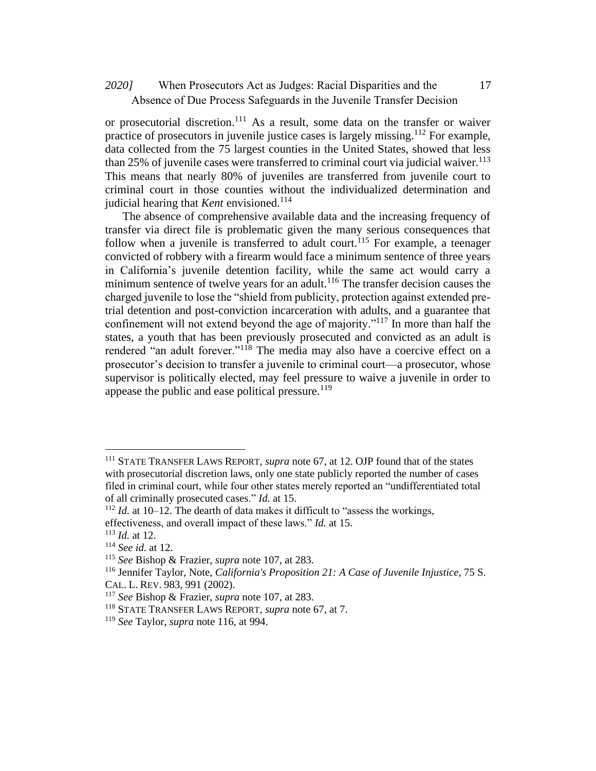or prosecutorial discretion.[111] As a result, some data on the transfer or waiver practice of prosecutors in juvenile justice cases is largely missing.[112] For example, data collected from the 75 largest counties in the United States, showed that less than 25% of juvenile cases were transferred to criminal court via judicial waiver.[113] This means that nearly 80% of juveniles are transferred from juvenile court to criminal court in those counties without the individualized determination and judicial hearing that *Kent* envisioned.[114]

The absence of comprehensive available data and the increasing frequency of transfer via direct file is problematic given the many serious consequences that follow when a juvenile is transferred to adult court.[115] For example, a teenager convicted of robbery with a firearm would face a minimum sentence of three years in California's juvenile detention facility, while the same act would carry a minimum sentence of twelve years for an adult.[116] The transfer decision causes the charged juvenile to lose the "shield from publicity, protection against extended pre-trial detention and post-conviction incarceration with adults, and a guarantee that confinement will not extend beyond the age of majority."[117] In more than half the states, a youth that has been previously prosecuted and convicted as an adult is rendered "an adult forever."[118] The media may also have a coercive effect on a prosecutor's decision to transfer a juvenile to criminal court—a prosecutor, whose supervisor is politically elected, may feel pressure to waive a juvenile in order to appease the public and ease political pressure.[119]

---

[111] STATE TRANSFER LAWS REPORT, *supra* note 67, at 12. OJP found that of the states with prosecutorial discretion laws, only one state publicly reported the number of cases filed in criminal court, while four other states merely reported an "undifferentiated total of all criminally prosecuted cases." *Id.* at 15.

[112] *Id.* at 10–12. The dearth of data makes it difficult to "assess the workings, effectiveness, and overall impact of these laws." *Id.* at 15.

[113] *Id.* at 12.

[114] *See id.* at 12.

[115] *See* Bishop & Frazier, *supra* note 107, at 283.

[116] Jennifer Taylor, Note, *California's Proposition 21: A Case of Juvenile Injustice*, 75 S. CAL. L. REV. 983, 991 (2002).

[117] *See* Bishop & Frazier, *supra* note 107, at 283.

[118] STATE TRANSFER LAWS REPORT, *supra* note 67, at 7.

[119] *See* Taylor, *supra* note 116, at 994.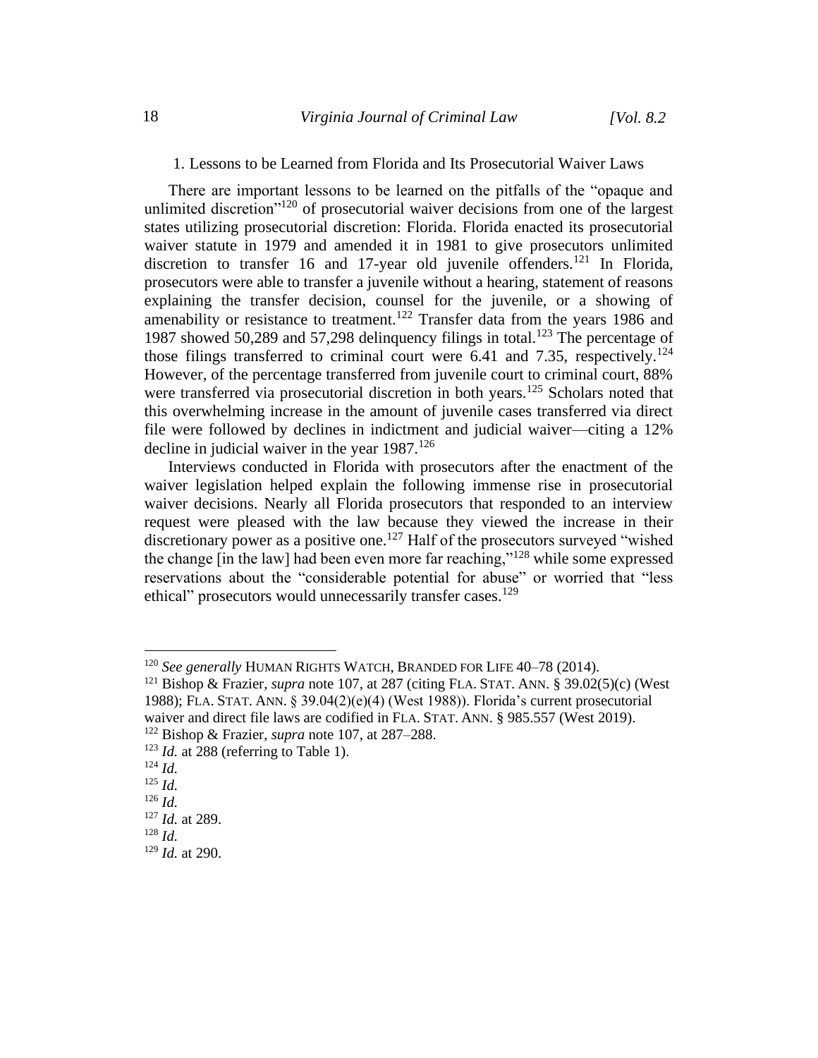### 1. Lessons to be Learned from Florida and Its Prosecutorial Waiver Laws

There are important lessons to be learned on the pitfalls of the "opaque and unlimited discretion"[120] of prosecutorial waiver decisions from one of the largest states utilizing prosecutorial discretion: Florida. Florida enacted its prosecutorial waiver statute in 1979 and amended it in 1981 to give prosecutors unlimited discretion to transfer 16 and 17-year old juvenile offenders.[121] In Florida, prosecutors were able to transfer a juvenile without a hearing, statement of reasons explaining the transfer decision, counsel for the juvenile, or a showing of amenability or resistance to treatment.[122] Transfer data from the years 1986 and 1987 showed 50,289 and 57,298 delinquency filings in total.[123] The percentage of those filings transferred to criminal court were 6.41 and 7.35, respectively.[124] However, of the percentage transferred from juvenile court to criminal court, 88% were transferred via prosecutorial discretion in both years.[125] Scholars noted that this overwhelming increase in the amount of juvenile cases transferred via direct file were followed by declines in indictment and judicial waiver—citing a 12% decline in judicial waiver in the year 1987.[126]

Interviews conducted in Florida with prosecutors after the enactment of the waiver legislation helped explain the following immense rise in prosecutorial waiver decisions. Nearly all Florida prosecutors that responded to an interview request were pleased with the law because they viewed the increase in their discretionary power as a positive one.[127] Half of the prosecutors surveyed "wished the change [in the law] had been even more far reaching,"[128] while some expressed reservations about the "considerable potential for abuse" or worried that "less ethical" prosecutors would unnecessarily transfer cases.[129]

---

[120] *See generally* HUMAN RIGHTS WATCH, BRANDED FOR LIFE 40–78 (2014).

[121] Bishop & Frazier, *supra* note 107, at 287 (citing FLA. STAT. ANN. § 39.02(5)(c) (West 1988); FLA. STAT. ANN. § 39.04(2)(e)(4) (West 1988)). Florida's current prosecutorial waiver and direct file laws are codified in FLA. STAT. ANN. § 985.557 (West 2019).

[122] Bishop & Frazier, *supra* note 107, at 287–288.

[123] *Id.* at 288 (referring to Table 1).

[124] *Id.*

[125] *Id.*

[126] *Id.*

[127] *Id.* at 289.

[128] *Id.*

[129] *Id.* at 290.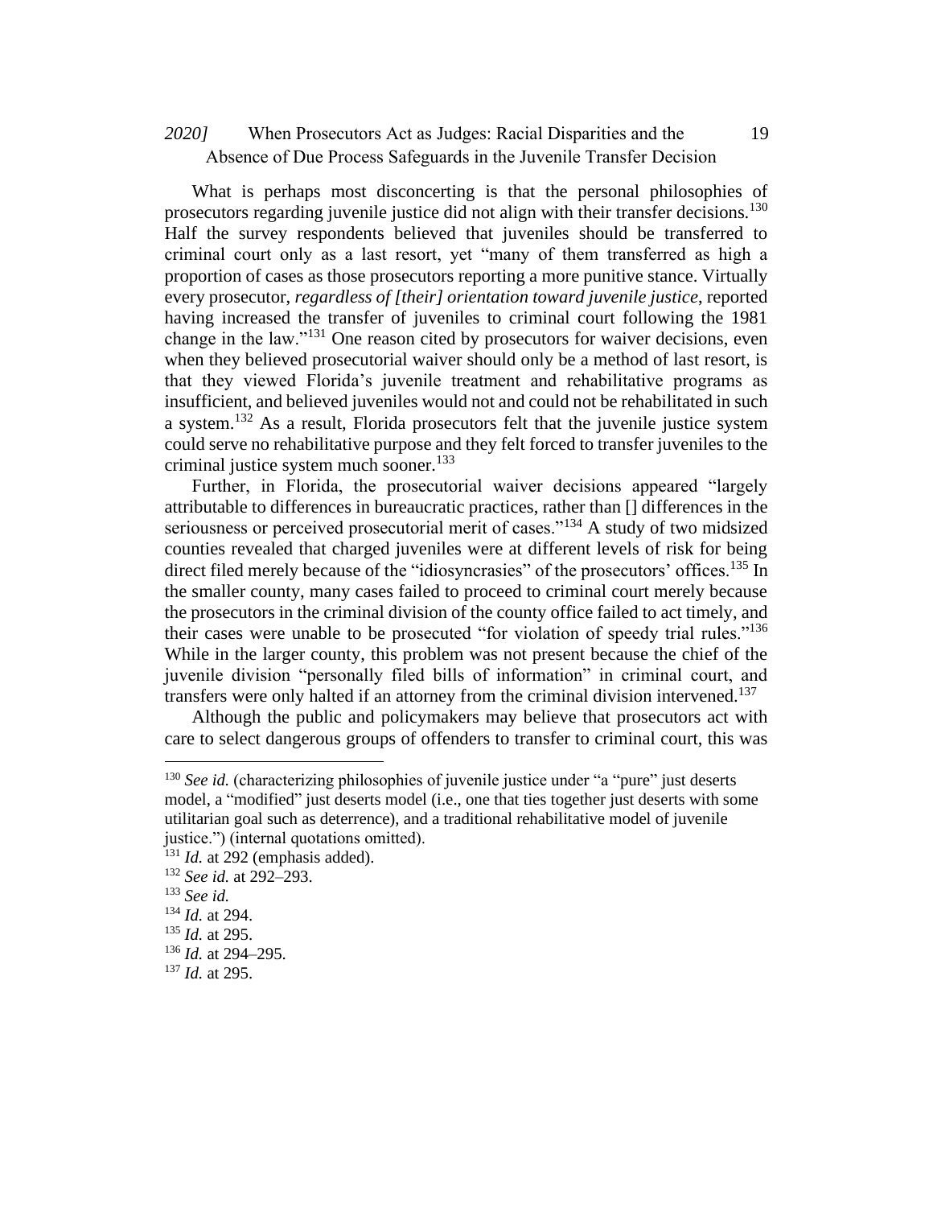What is perhaps most disconcerting is that the personal philosophies of prosecutors regarding juvenile justice did not align with their transfer decisions.[130] Half the survey respondents believed that juveniles should be transferred to criminal court only as a last resort, yet "many of them transferred as high a proportion of cases as those prosecutors reporting a more punitive stance. Virtually every prosecutor, *regardless of [their] orientation toward juvenile justice*, reported having increased the transfer of juveniles to criminal court following the 1981 change in the law."[131] One reason cited by prosecutors for waiver decisions, even when they believed prosecutorial waiver should only be a method of last resort, is that they viewed Florida's juvenile treatment and rehabilitative programs as insufficient, and believed juveniles would not and could not be rehabilitated in such a system.[132] As a result, Florida prosecutors felt that the juvenile justice system could serve no rehabilitative purpose and they felt forced to transfer juveniles to the criminal justice system much sooner.[133]

Further, in Florida, the prosecutorial waiver decisions appeared "largely attributable to differences in bureaucratic practices, rather than [] differences in the seriousness or perceived prosecutorial merit of cases."[134] A study of two midsized counties revealed that charged juveniles were at different levels of risk for being direct filed merely because of the "idiosyncrasies" of the prosecutors' offices.[135] In the smaller county, many cases failed to proceed to criminal court merely because the prosecutors in the criminal division of the county office failed to act timely, and their cases were unable to be prosecuted "for violation of speedy trial rules."[136] While in the larger county, this problem was not present because the chief of the juvenile division "personally filed bills of information" in criminal court, and transfers were only halted if an attorney from the criminal division intervened.[137]

Although the public and policymakers may believe that prosecutors act with care to select dangerous groups of offenders to transfer to criminal court, this was

---

[130] *See id.* (characterizing philosophies of juvenile justice under "a "pure" just deserts model, a "modified" just deserts model (i.e., one that ties together just deserts with some utilitarian goal such as deterrence), and a traditional rehabilitative model of juvenile justice.") (internal quotations omitted).

[131] *Id.* at 292 (emphasis added).

[132] *See id.* at 292–293.

[133] *See id.*

[134] *Id.* at 294.

[135] *Id.* at 295.

[136] *Id.* at 294–295.

[137] *Id.* at 295.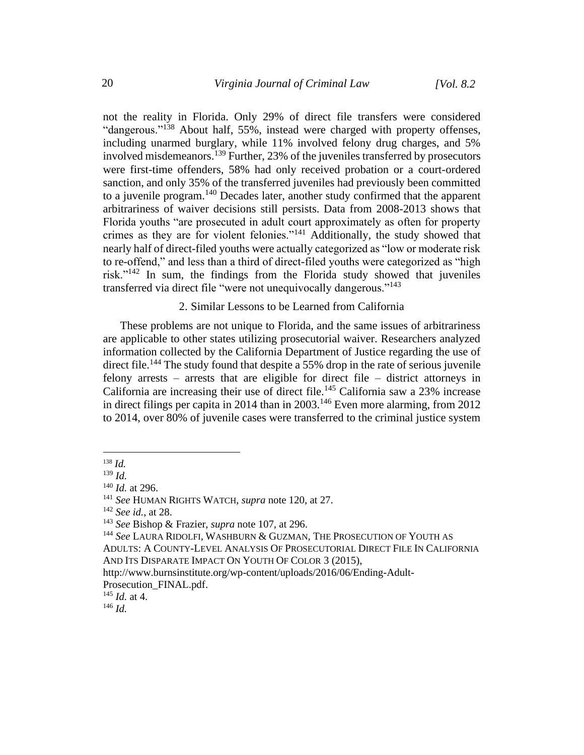not the reality in Florida. Only 29% of direct file transfers were considered "dangerous."[138] About half, 55%, instead were charged with property offenses, including unarmed burglary, while 11% involved felony drug charges, and 5% involved misdemeanors.[139] Further, 23% of the juveniles transferred by prosecutors were first-time offenders, 58% had only received probation or a court-ordered sanction, and only 35% of the transferred juveniles had previously been committed to a juvenile program.[140] Decades later, another study confirmed that the apparent arbitrariness of waiver decisions still persists. Data from 2008-2013 shows that Florida youths "are prosecuted in adult court approximately as often for property crimes as they are for violent felonies."[141] Additionally, the study showed that nearly half of direct-filed youths were actually categorized as "low or moderate risk to re-offend," and less than a third of direct-filed youths were categorized as "high risk."[142] In sum, the findings from the Florida study showed that juveniles transferred via direct file "were not unequivocally dangerous."[143]

### 2. Similar Lessons to be Learned from California

These problems are not unique to Florida, and the same issues of arbitrariness are applicable to other states utilizing prosecutorial waiver. Researchers analyzed information collected by the California Department of Justice regarding the use of direct file.[144] The study found that despite a 55% drop in the rate of serious juvenile felony arrests – arrests that are eligible for direct file – district attorneys in California are increasing their use of direct file.[145] California saw a 23% increase in direct filings per capita in 2014 than in 2003.[146] Even more alarming, from 2012 to 2014, over 80% of juvenile cases were transferred to the criminal justice system

---

[138] *Id.*

[139] *Id.*

[140] *Id.* at 296.

[141] *See* HUMAN RIGHTS WATCH, *supra* note 120, at 27.

[142] *See id.*, at 28.

[143] *See* Bishop & Frazier, *supra* note 107, at 296.

[144] *See* LAURA RIDOLFI, WASHBURN & GUZMAN, THE PROSECUTION OF YOUTH AS ADULTS: A COUNTY-LEVEL ANALYSIS OF PROSECUTORIAL DIRECT FILE IN CALIFORNIA AND ITS DISPARATE IMPACT ON YOUTH OF COLOR 3 (2015), http://www.burnsinstitute.org/wp-content/uploads/2016/06/Ending-Adult-Prosecution_FINAL.pdf.

[145] *Id.* at 4.

[146] *Id.*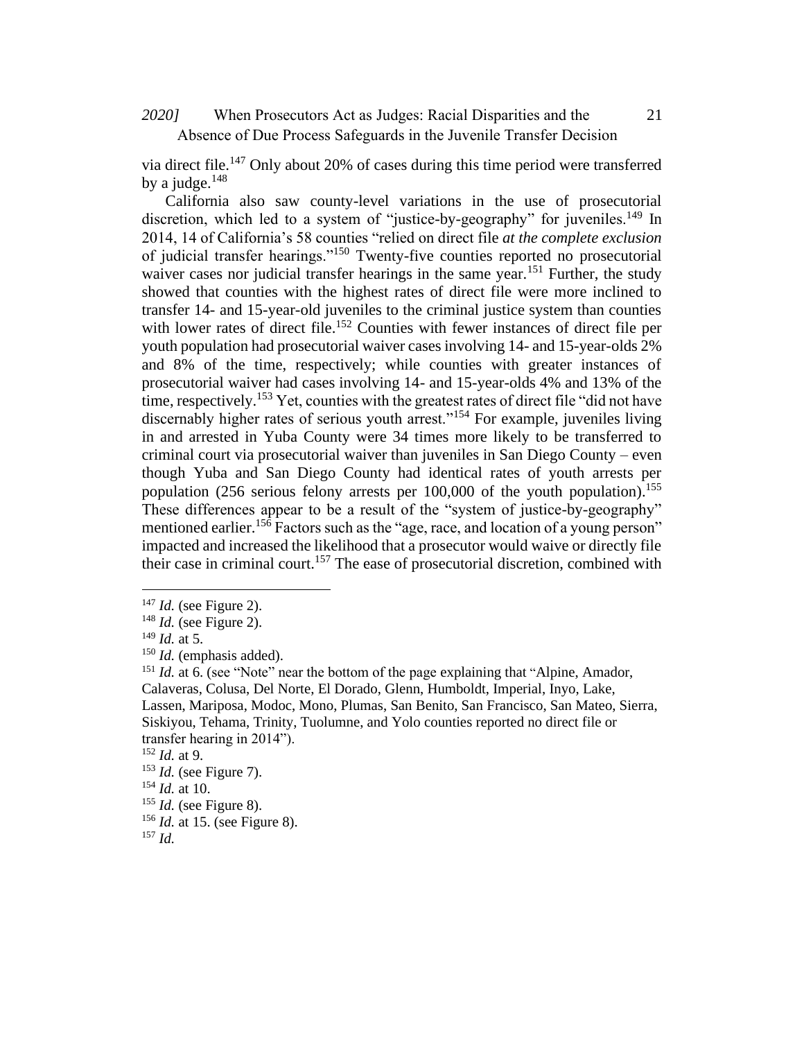via direct file.[147] Only about 20% of cases during this time period were transferred by a judge.[148]

California also saw county-level variations in the use of prosecutorial discretion, which led to a system of "justice-by-geography" for juveniles.[149] In 2014, 14 of California's 58 counties "relied on direct file *at the complete exclusion* of judicial transfer hearings."[150] Twenty-five counties reported no prosecutorial waiver cases nor judicial transfer hearings in the same year.[151] Further, the study showed that counties with the highest rates of direct file were more inclined to transfer 14- and 15-year-old juveniles to the criminal justice system than counties with lower rates of direct file.[152] Counties with fewer instances of direct file per youth population had prosecutorial waiver cases involving 14- and 15-year-olds 2% and 8% of the time, respectively; while counties with greater instances of prosecutorial waiver had cases involving 14- and 15-year-olds 4% and 13% of the time, respectively.[153] Yet, counties with the greatest rates of direct file "did not have discernably higher rates of serious youth arrest."[154] For example, juveniles living in and arrested in Yuba County were 34 times more likely to be transferred to criminal court via prosecutorial waiver than juveniles in San Diego County – even though Yuba and San Diego County had identical rates of youth arrests per population (256 serious felony arrests per 100,000 of the youth population).[155] These differences appear to be a result of the "system of justice-by-geography" mentioned earlier.[156] Factors such as the "age, race, and location of a young person" impacted and increased the likelihood that a prosecutor would waive or directly file their case in criminal court.[157] The ease of prosecutorial discretion, combined with

---

[147] *Id.* (see Figure 2).

[148] *Id.* (see Figure 2).

[149] *Id.* at 5.

[150] *Id.* (emphasis added).

[151] *Id.* at 6. (see "Note" near the bottom of the page explaining that "Alpine, Amador, Calaveras, Colusa, Del Norte, El Dorado, Glenn, Humboldt, Imperial, Inyo, Lake, Lassen, Mariposa, Modoc, Mono, Plumas, San Benito, San Francisco, San Mateo, Sierra, Siskiyou, Tehama, Trinity, Tuolumne, and Yolo counties reported no direct file or transfer hearing in 2014").

[152] *Id.* at 9.

[153] *Id.* (see Figure 7).

[154] *Id.* at 10.

[155] *Id.* (see Figure 8).

[156] *Id.* at 15. (see Figure 8).

[157] *Id.*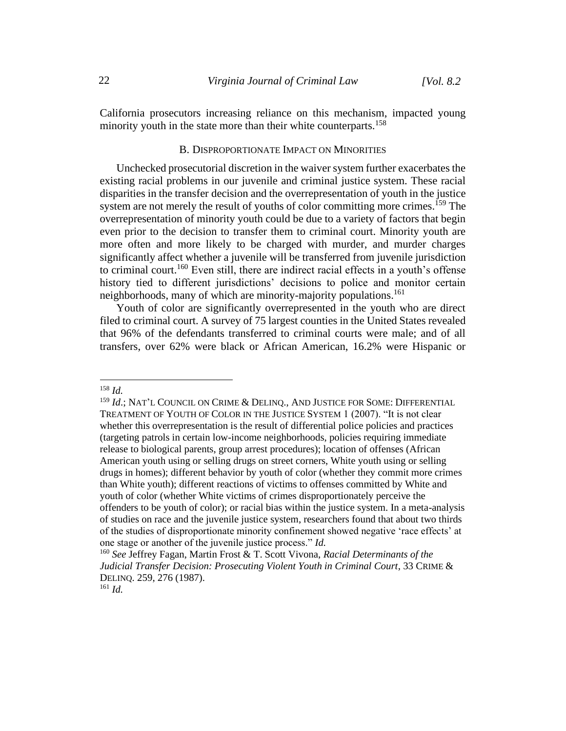California prosecutors increasing reliance on this mechanism, impacted young minority youth in the state more than their white counterparts.[158]

### B. Disproportionate Impact on Minorities

Unchecked prosecutorial discretion in the waiver system further exacerbates the existing racial problems in our juvenile and criminal justice system. These racial disparities in the transfer decision and the overrepresentation of youth in the justice system are not merely the result of youths of color committing more crimes.[159] The overrepresentation of minority youth could be due to a variety of factors that begin even prior to the decision to transfer them to criminal court. Minority youth are more often and more likely to be charged with murder, and murder charges significantly affect whether a juvenile will be transferred from juvenile jurisdiction to criminal court.[160] Even still, there are indirect racial effects in a youth's offense history tied to different jurisdictions' decisions to police and monitor certain neighborhoods, many of which are minority-majority populations.[161]

Youth of color are significantly overrepresented in the youth who are direct filed to criminal court. A survey of 75 largest counties in the United States revealed that 96% of the defendants transferred to criminal courts were male; and of all transfers, over 62% were black or African American, 16.2% were Hispanic or

---

[158] *Id.*

[159] *Id.*; NAT'L COUNCIL ON CRIME & DELINQ., AND JUSTICE FOR SOME: DIFFERENTIAL TREATMENT OF YOUTH OF COLOR IN THE JUSTICE SYSTEM 1 (2007). "It is not clear whether this overrepresentation is the result of differential police policies and practices (targeting patrols in certain low-income neighborhoods, policies requiring immediate release to biological parents, group arrest procedures); location of offenses (African American youth using or selling drugs on street corners, White youth using or selling drugs in homes); different behavior by youth of color (whether they commit more crimes than White youth); different reactions of victims to offenses committed by White and youth of color (whether White victims of crimes disproportionately perceive the offenders to be youth of color); or racial bias within the justice system. In a meta-analysis of studies on race and the juvenile justice system, researchers found that about two thirds of the studies of disproportionate minority confinement showed negative 'race effects' at one stage or another of the juvenile justice process." *Id.*

[160] *See* Jeffrey Fagan, Martin Frost & T. Scott Vivona, *Racial Determinants of the Judicial Transfer Decision: Prosecuting Violent Youth in Criminal Court*, 33 CRIME & DELINQ. 259, 276 (1987).

[161] *Id.*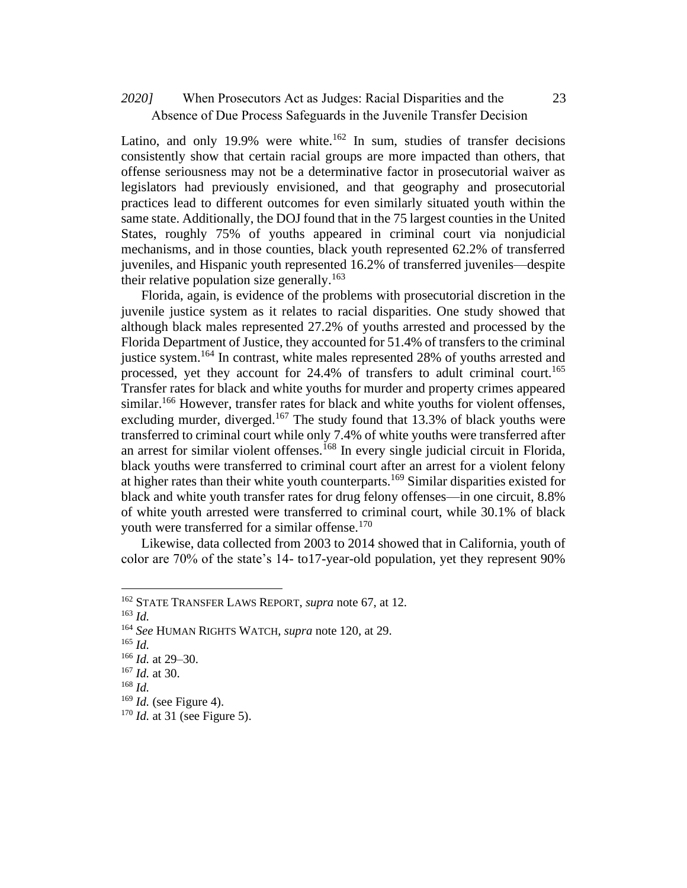Latino, and only 19.9% were white.[162] In sum, studies of transfer decisions consistently show that certain racial groups are more impacted than others, that offense seriousness may not be a determinative factor in prosecutorial waiver as legislators had previously envisioned, and that geography and prosecutorial practices lead to different outcomes for even similarly situated youth within the same state. Additionally, the DOJ found that in the 75 largest counties in the United States, roughly 75% of youths appeared in criminal court via nonjudicial mechanisms, and in those counties, black youth represented 62.2% of transferred juveniles, and Hispanic youth represented 16.2% of transferred juveniles—despite their relative population size generally.[163]

Florida, again, is evidence of the problems with prosecutorial discretion in the juvenile justice system as it relates to racial disparities. One study showed that although black males represented 27.2% of youths arrested and processed by the Florida Department of Justice, they accounted for 51.4% of transfers to the criminal justice system.[164] In contrast, white males represented 28% of youths arrested and processed, yet they account for 24.4% of transfers to adult criminal court.[165] Transfer rates for black and white youths for murder and property crimes appeared similar.[166] However, transfer rates for black and white youths for violent offenses, excluding murder, diverged.[167] The study found that 13.3% of black youths were transferred to criminal court while only 7.4% of white youths were transferred after an arrest for similar violent offenses.[168] In every single judicial circuit in Florida, black youths were transferred to criminal court after an arrest for a violent felony at higher rates than their white youth counterparts.[169] Similar disparities existed for black and white youth transfer rates for drug felony offenses—in one circuit, 8.8% of white youth arrested were transferred to criminal court, while 30.1% of black youth were transferred for a similar offense.[170]

Likewise, data collected from 2003 to 2014 showed that in California, youth of color are 70% of the state's 14- to17-year-old population, yet they represent 90%

---

[162] STATE TRANSFER LAWS REPORT, *supra* note 67, at 12.

[163] *Id.*

[164] *See* HUMAN RIGHTS WATCH, *supra* note 120, at 29.

[165] *Id.*

[166] *Id.* at 29–30.

[167] *Id.* at 30.

[168] *Id.*

[169] *Id.* (see Figure 4).

[170] *Id.* at 31 (see Figure 5).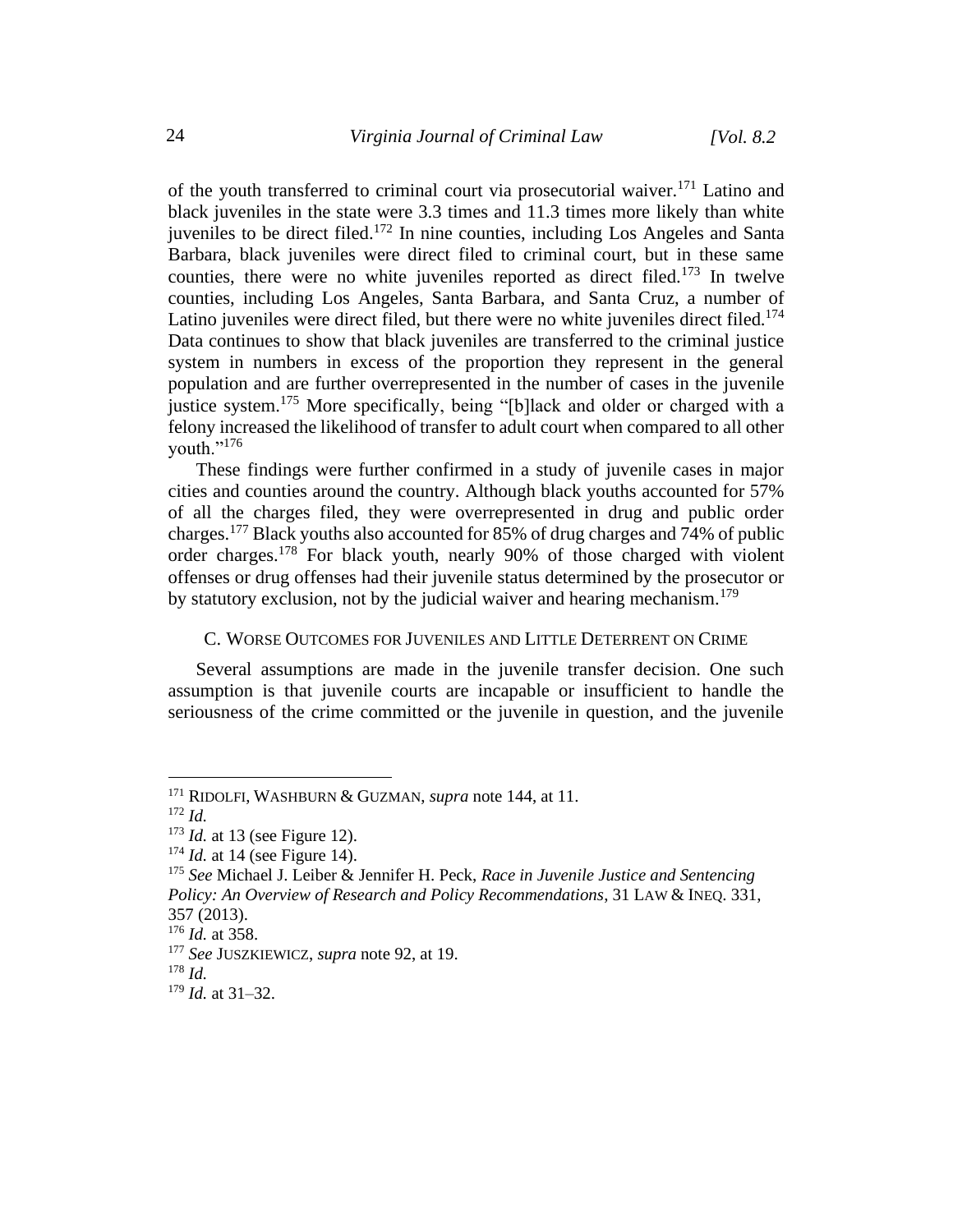of the youth transferred to criminal court via prosecutorial waiver.[171] Latino and black juveniles in the state were 3.3 times and 11.3 times more likely than white juveniles to be direct filed.[172] In nine counties, including Los Angeles and Santa Barbara, black juveniles were direct filed to criminal court, but in these same counties, there were no white juveniles reported as direct filed.[173] In twelve counties, including Los Angeles, Santa Barbara, and Santa Cruz, a number of Latino juveniles were direct filed, but there were no white juveniles direct filed.[174] Data continues to show that black juveniles are transferred to the criminal justice system in numbers in excess of the proportion they represent in the general population and are further overrepresented in the number of cases in the juvenile justice system.[175] More specifically, being "[b]lack and older or charged with a felony increased the likelihood of transfer to adult court when compared to all other youth."[176]

These findings were further confirmed in a study of juvenile cases in major cities and counties around the country. Although black youths accounted for 57% of all the charges filed, they were overrepresented in drug and public order charges.[177] Black youths also accounted for 85% of drug charges and 74% of public order charges.[178] For black youth, nearly 90% of those charged with violent offenses or drug offenses had their juvenile status determined by the prosecutor or by statutory exclusion, not by the judicial waiver and hearing mechanism.[179]

### C. Worse Outcomes for Juveniles and Little Deterrent on Crime

Several assumptions are made in the juvenile transfer decision. One such assumption is that juvenile courts are incapable or insufficient to handle the seriousness of the crime committed or the juvenile in question, and the juvenile

---

[171] Ridolfi, Washburn & Guzman, *supra* note 144, at 11.

[172] *Id.*

[173] *Id.* at 13 (see Figure 12).

[174] *Id.* at 14 (see Figure 14).

[175] *See* Michael J. Leiber & Jennifer H. Peck, *Race in Juvenile Justice and Sentencing Policy: An Overview of Research and Policy Recommendations*, 31 Law & Ineq. 331, 357 (2013).

[176] *Id.* at 358.

[177] *See* Juszkiewicz, *supra* note 92, at 19.

[178] *Id.*

[179] *Id.* at 31–32.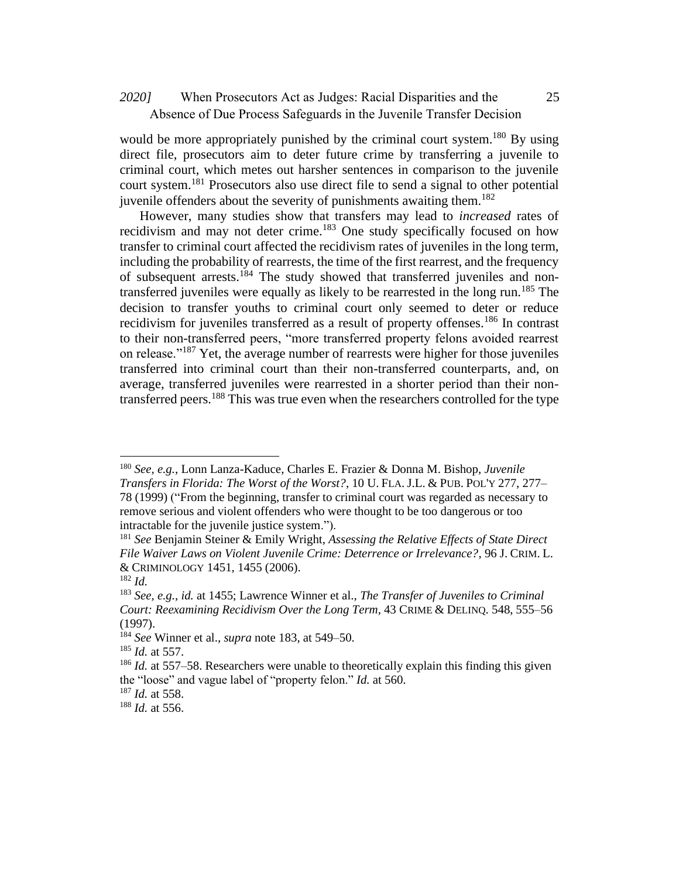would be more appropriately punished by the criminal court system.[180] By using direct file, prosecutors aim to deter future crime by transferring a juvenile to criminal court, which metes out harsher sentences in comparison to the juvenile court system.[181] Prosecutors also use direct file to send a signal to other potential juvenile offenders about the severity of punishments awaiting them.[182]

However, many studies show that transfers may lead to *increased* rates of recidivism and may not deter crime.[183] One study specifically focused on how transfer to criminal court affected the recidivism rates of juveniles in the long term, including the probability of rearrests, the time of the first rearrest, and the frequency of subsequent arrests.[184] The study showed that transferred juveniles and non-transferred juveniles were equally as likely to be rearrested in the long run.[185] The decision to transfer youths to criminal court only seemed to deter or reduce recidivism for juveniles transferred as a result of property offenses.[186] In contrast to their non-transferred peers, "more transferred property felons avoided rearrest on release."[187] Yet, the average number of rearrests were higher for those juveniles transferred into criminal court than their non-transferred counterparts, and, on average, transferred juveniles were rearrested in a shorter period than their non-transferred peers.[188] This was true even when the researchers controlled for the type

---

[180] *See, e.g.*, Lonn Lanza-Kaduce, Charles E. Frazier & Donna M. Bishop, *Juvenile Transfers in Florida: The Worst of the Worst?*, 10 U. FLA. J.L. & PUB. POL'Y 277, 277–78 (1999) ("From the beginning, transfer to criminal court was regarded as necessary to remove serious and violent offenders who were thought to be too dangerous or too intractable for the juvenile justice system.").

[181] *See* Benjamin Steiner & Emily Wright, *Assessing the Relative Effects of State Direct File Waiver Laws on Violent Juvenile Crime: Deterrence or Irrelevance?*, 96 J. CRIM. L. & CRIMINOLOGY 1451, 1455 (2006).

[182] *Id.*

[183] *See, e.g.*, *id.* at 1455; Lawrence Winner et al., *The Transfer of Juveniles to Criminal Court: Reexamining Recidivism Over the Long Term*, 43 CRIME & DELINQ. 548, 555–56 (1997).

[184] *See* Winner et al., *supra* note 183, at 549–50.

[185] *Id.* at 557.

[186] *Id.* at 557–58. Researchers were unable to theoretically explain this finding this given the "loose" and vague label of "property felon." *Id.* at 560.

[187] *Id.* at 558.

[188] *Id.* at 556.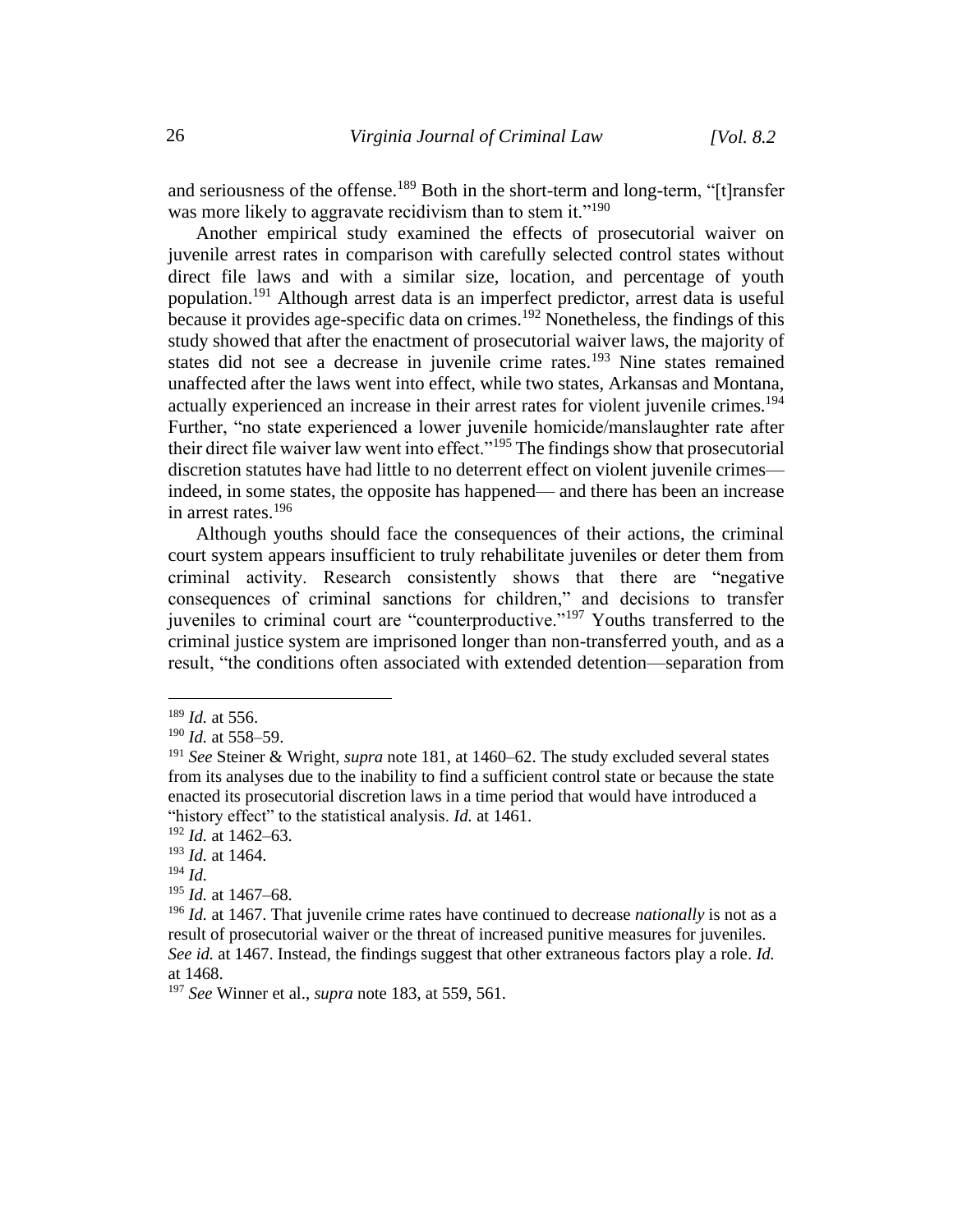and seriousness of the offense.[189] Both in the short-term and long-term, "[t]ransfer was more likely to aggravate recidivism than to stem it."[190]

Another empirical study examined the effects of prosecutorial waiver on juvenile arrest rates in comparison with carefully selected control states without direct file laws and with a similar size, location, and percentage of youth population.[191] Although arrest data is an imperfect predictor, arrest data is useful because it provides age-specific data on crimes.[192] Nonetheless, the findings of this study showed that after the enactment of prosecutorial waiver laws, the majority of states did not see a decrease in juvenile crime rates.[193] Nine states remained unaffected after the laws went into effect, while two states, Arkansas and Montana, actually experienced an increase in their arrest rates for violent juvenile crimes.[194] Further, "no state experienced a lower juvenile homicide/manslaughter rate after their direct file waiver law went into effect."[195] The findings show that prosecutorial discretion statutes have had little to no deterrent effect on violent juvenile crimes— indeed, in some states, the opposite has happened— and there has been an increase in arrest rates.[196]

Although youths should face the consequences of their actions, the criminal court system appears insufficient to truly rehabilitate juveniles or deter them from criminal activity. Research consistently shows that there are "negative consequences of criminal sanctions for children," and decisions to transfer juveniles to criminal court are "counterproductive."[197] Youths transferred to the criminal justice system are imprisoned longer than non-transferred youth, and as a result, "the conditions often associated with extended detention—separation from

---

[189] *Id.* at 556.

[190] *Id.* at 558–59.

[191] *See* Steiner & Wright, *supra* note 181, at 1460–62. The study excluded several states from its analyses due to the inability to find a sufficient control state or because the state enacted its prosecutorial discretion laws in a time period that would have introduced a "history effect" to the statistical analysis. *Id.* at 1461.

[192] *Id.* at 1462–63.

[193] *Id.* at 1464.

[194] *Id.*

[195] *Id.* at 1467–68.

[196] *Id.* at 1467. That juvenile crime rates have continued to decrease *nationally* is not as a result of prosecutorial waiver or the threat of increased punitive measures for juveniles. *See id.* at 1467. Instead, the findings suggest that other extraneous factors play a role. *Id.* at 1468.

[197] *See* Winner et al., *supra* note 183, at 559, 561.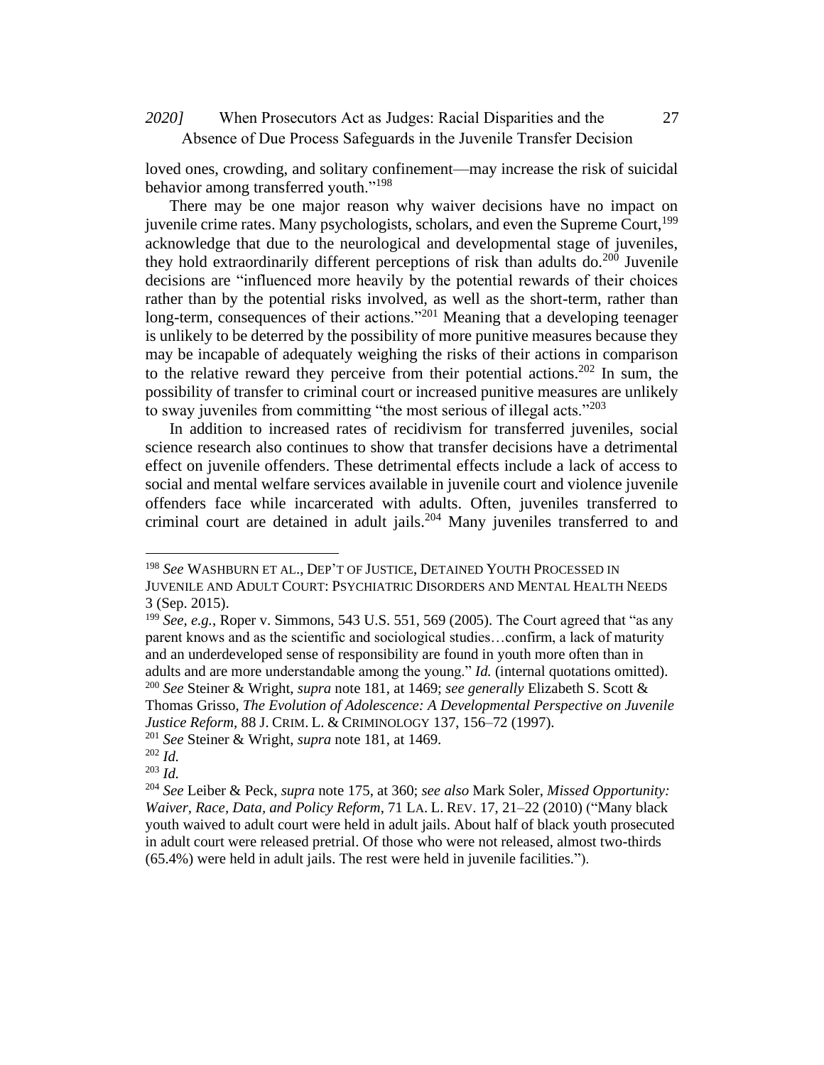loved ones, crowding, and solitary confinement—may increase the risk of suicidal behavior among transferred youth."[198]

There may be one major reason why waiver decisions have no impact on juvenile crime rates. Many psychologists, scholars, and even the Supreme Court,[199] acknowledge that due to the neurological and developmental stage of juveniles, they hold extraordinarily different perceptions of risk than adults do.[200] Juvenile decisions are "influenced more heavily by the potential rewards of their choices rather than by the potential risks involved, as well as the short-term, rather than long-term, consequences of their actions."[201] Meaning that a developing teenager is unlikely to be deterred by the possibility of more punitive measures because they may be incapable of adequately weighing the risks of their actions in comparison to the relative reward they perceive from their potential actions.[202] In sum, the possibility of transfer to criminal court or increased punitive measures are unlikely to sway juveniles from committing "the most serious of illegal acts."[203]

In addition to increased rates of recidivism for transferred juveniles, social science research also continues to show that transfer decisions have a detrimental effect on juvenile offenders. These detrimental effects include a lack of access to social and mental welfare services available in juvenile court and violence juvenile offenders face while incarcerated with adults. Often, juveniles transferred to criminal court are detained in adult jails.[204] Many juveniles transferred to and

---

[198] *See* WASHBURN ET AL., DEP'T OF JUSTICE, DETAINED YOUTH PROCESSED IN JUVENILE AND ADULT COURT: PSYCHIATRIC DISORDERS AND MENTAL HEALTH NEEDS 3 (Sep. 2015).

[199] *See, e.g.*, Roper v. Simmons, 543 U.S. 551, 569 (2005). The Court agreed that "as any parent knows and as the scientific and sociological studies…confirm, a lack of maturity and an underdeveloped sense of responsibility are found in youth more often than in adults and are more understandable among the young." *Id.* (internal quotations omitted).

[200] *See* Steiner & Wright, *supra* note 181, at 1469; *see generally* Elizabeth S. Scott & Thomas Grisso, *The Evolution of Adolescence: A Developmental Perspective on Juvenile Justice Reform*, 88 J. CRIM. L. & CRIMINOLOGY 137, 156–72 (1997).

[201] *See* Steiner & Wright, *supra* note 181, at 1469.

[202] *Id.*

[203] *Id.*

[204] *See* Leiber & Peck, *supra* note 175, at 360; *see also* Mark Soler, *Missed Opportunity: Waiver, Race, Data, and Policy Reform*, 71 LA. L. REV. 17, 21–22 (2010) ("Many black youth waived to adult court were held in adult jails. About half of black youth prosecuted in adult court were released pretrial. Of those who were not released, almost two-thirds (65.4%) were held in adult jails. The rest were held in juvenile facilities.").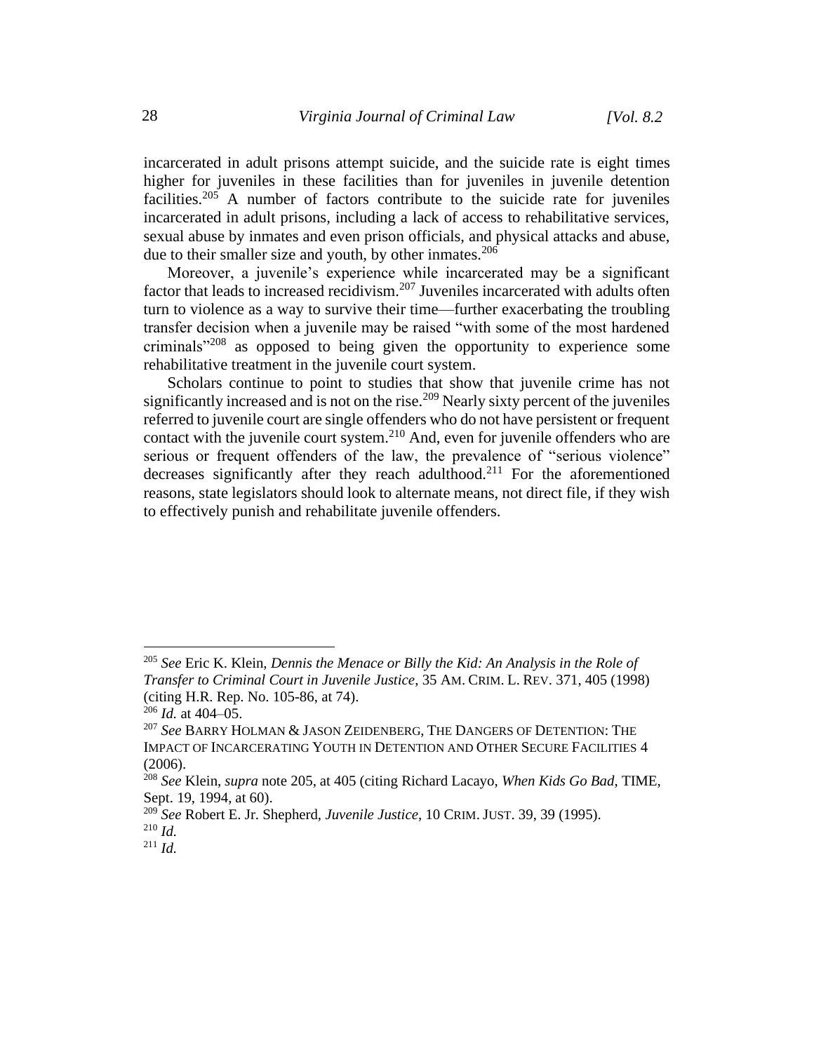incarcerated in adult prisons attempt suicide, and the suicide rate is eight times higher for juveniles in these facilities than for juveniles in juvenile detention facilities.[205] A number of factors contribute to the suicide rate for juveniles incarcerated in adult prisons, including a lack of access to rehabilitative services, sexual abuse by inmates and even prison officials, and physical attacks and abuse, due to their smaller size and youth, by other inmates.[206]

Moreover, a juvenile's experience while incarcerated may be a significant factor that leads to increased recidivism.[207] Juveniles incarcerated with adults often turn to violence as a way to survive their time—further exacerbating the troubling transfer decision when a juvenile may be raised "with some of the most hardened criminals"[208] as opposed to being given the opportunity to experience some rehabilitative treatment in the juvenile court system.

Scholars continue to point to studies that show that juvenile crime has not significantly increased and is not on the rise.[209] Nearly sixty percent of the juveniles referred to juvenile court are single offenders who do not have persistent or frequent contact with the juvenile court system.[210] And, even for juvenile offenders who are serious or frequent offenders of the law, the prevalence of "serious violence" decreases significantly after they reach adulthood.[211] For the aforementioned reasons, state legislators should look to alternate means, not direct file, if they wish to effectively punish and rehabilitate juvenile offenders.

---

[205] *See* Eric K. Klein, *Dennis the Menace or Billy the Kid: An Analysis in the Role of Transfer to Criminal Court in Juvenile Justice*, 35 AM. CRIM. L. REV. 371, 405 (1998) (citing H.R. Rep. No. 105-86, at 74).

[206] *Id.* at 404–05.

[207] *See* BARRY HOLMAN & JASON ZEIDENBERG, THE DANGERS OF DETENTION: THE IMPACT OF INCARCERATING YOUTH IN DETENTION AND OTHER SECURE FACILITIES 4 (2006).

[208] *See* Klein, *supra* note 205, at 405 (citing Richard Lacayo, *When Kids Go Bad*, TIME, Sept. 19, 1994, at 60).

[209] *See* Robert E. Jr. Shepherd, *Juvenile Justice*, 10 CRIM. JUST. 39, 39 (1995).

[210] *Id.*

[211] *Id.*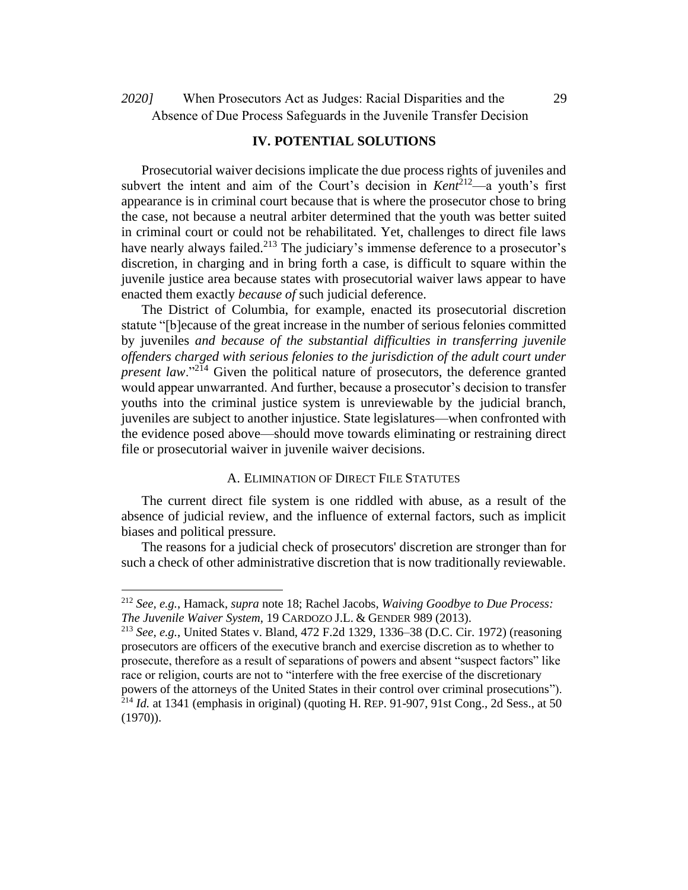## IV. POTENTIAL SOLUTIONS

Prosecutorial waiver decisions implicate the due process rights of juveniles and subvert the intent and aim of the Court's decision in *Kent*[212]—a youth's first appearance is in criminal court because that is where the prosecutor chose to bring the case, not because a neutral arbiter determined that the youth was better suited in criminal court or could not be rehabilitated. Yet, challenges to direct file laws have nearly always failed.[213] The judiciary's immense deference to a prosecutor's discretion, in charging and in bring forth a case, is difficult to square within the juvenile justice area because states with prosecutorial waiver laws appear to have enacted them exactly *because of* such judicial deference.

The District of Columbia, for example, enacted its prosecutorial discretion statute "[b]ecause of the great increase in the number of serious felonies committed by juveniles *and because of the substantial difficulties in transferring juvenile offenders charged with serious felonies to the jurisdiction of the adult court under present law*."[214] Given the political nature of prosecutors, the deference granted would appear unwarranted. And further, because a prosecutor's decision to transfer youths into the criminal justice system is unreviewable by the judicial branch, juveniles are subject to another injustice. State legislatures—when confronted with the evidence posed above—should move towards eliminating or restraining direct file or prosecutorial waiver in juvenile waiver decisions.

### A. ELIMINATION OF DIRECT FILE STATUTES

The current direct file system is one riddled with abuse, as a result of the absence of judicial review, and the influence of external factors, such as implicit biases and political pressure.

The reasons for a judicial check of prosecutors' discretion are stronger than for such a check of other administrative discretion that is now traditionally reviewable.

---

[212] *See, e.g.*, Hamack, *supra* note 18; Rachel Jacobs, *Waiving Goodbye to Due Process: The Juvenile Waiver System*, 19 CARDOZO J.L. & GENDER 989 (2013).

[213] *See, e.g.*, United States v. Bland, 472 F.2d 1329, 1336–38 (D.C. Cir. 1972) (reasoning prosecutors are officers of the executive branch and exercise discretion as to whether to prosecute, therefore as a result of separations of powers and absent "suspect factors" like race or religion, courts are not to "interfere with the free exercise of the discretionary powers of the attorneys of the United States in their control over criminal prosecutions").

[214] *Id.* at 1341 (emphasis in original) (quoting H. REP. 91-907, 91st Cong., 2d Sess., at 50 (1970)).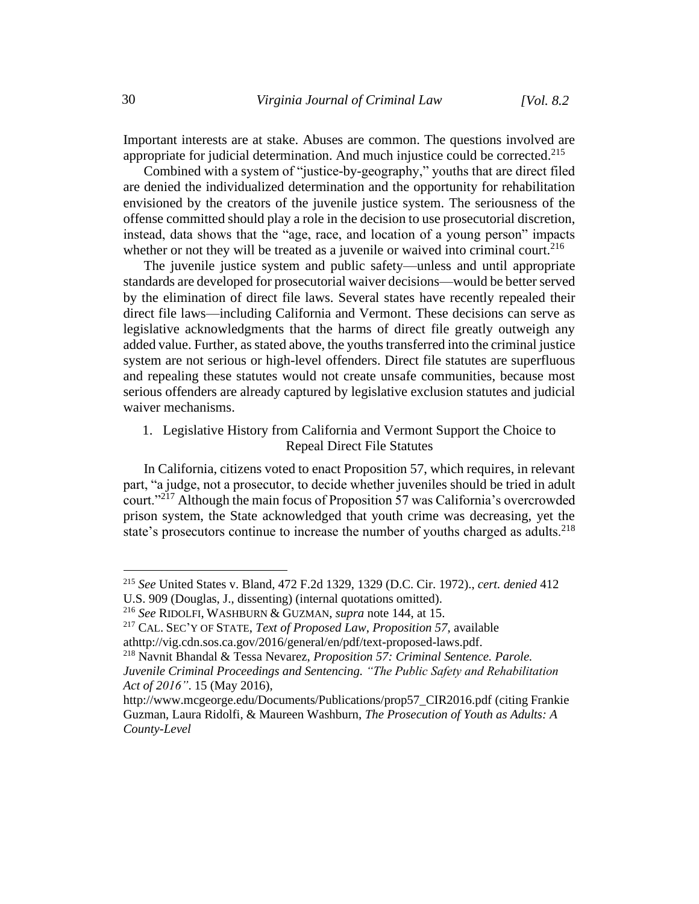Important interests are at stake. Abuses are common. The questions involved are appropriate for judicial determination. And much injustice could be corrected.[215]

Combined with a system of "justice-by-geography," youths that are direct filed are denied the individualized determination and the opportunity for rehabilitation envisioned by the creators of the juvenile justice system. The seriousness of the offense committed should play a role in the decision to use prosecutorial discretion, instead, data shows that the "age, race, and location of a young person" impacts whether or not they will be treated as a juvenile or waived into criminal court.[216]

The juvenile justice system and public safety—unless and until appropriate standards are developed for prosecutorial waiver decisions—would be better served by the elimination of direct file laws. Several states have recently repealed their direct file laws—including California and Vermont. These decisions can serve as legislative acknowledgments that the harms of direct file greatly outweigh any added value. Further, as stated above, the youths transferred into the criminal justice system are not serious or high-level offenders. Direct file statutes are superfluous and repealing these statutes would not create unsafe communities, because most serious offenders are already captured by legislative exclusion statutes and judicial waiver mechanisms.

1. Legislative History from California and Vermont Support the Choice to Repeal Direct File Statutes

In California, citizens voted to enact Proposition 57, which requires, in relevant part, "a judge, not a prosecutor, to decide whether juveniles should be tried in adult court."[217] Although the main focus of Proposition 57 was California's overcrowded prison system, the State acknowledged that youth crime was decreasing, yet the state's prosecutors continue to increase the number of youths charged as adults.[218]

---

[215] *See* United States v. Bland, 472 F.2d 1329, 1329 (D.C. Cir. 1972)., *cert. denied* 412 U.S. 909 (Douglas, J., dissenting) (internal quotations omitted).

[216] *See* RIDOLFI, WASHBURN & GUZMAN, *supra* note 144, at 15.

[217] CAL. SEC'Y OF STATE, *Text of Proposed Law, Proposition 57*, available athttp://vig.cdn.sos.ca.gov/2016/general/en/pdf/text-proposed-laws.pdf.

[218] Navnit Bhandal & Tessa Nevarez, *Proposition 57: Criminal Sentence. Parole. Juvenile Criminal Proceedings and Sentencing. "The Public Safety and Rehabilitation Act of 2016"*. 15 (May 2016), http://www.mcgeorge.edu/Documents/Publications/prop57_CIR2016.pdf (citing Frankie Guzman, Laura Ridolfi, & Maureen Washburn, *The Prosecution of Youth as Adults: A County-Level*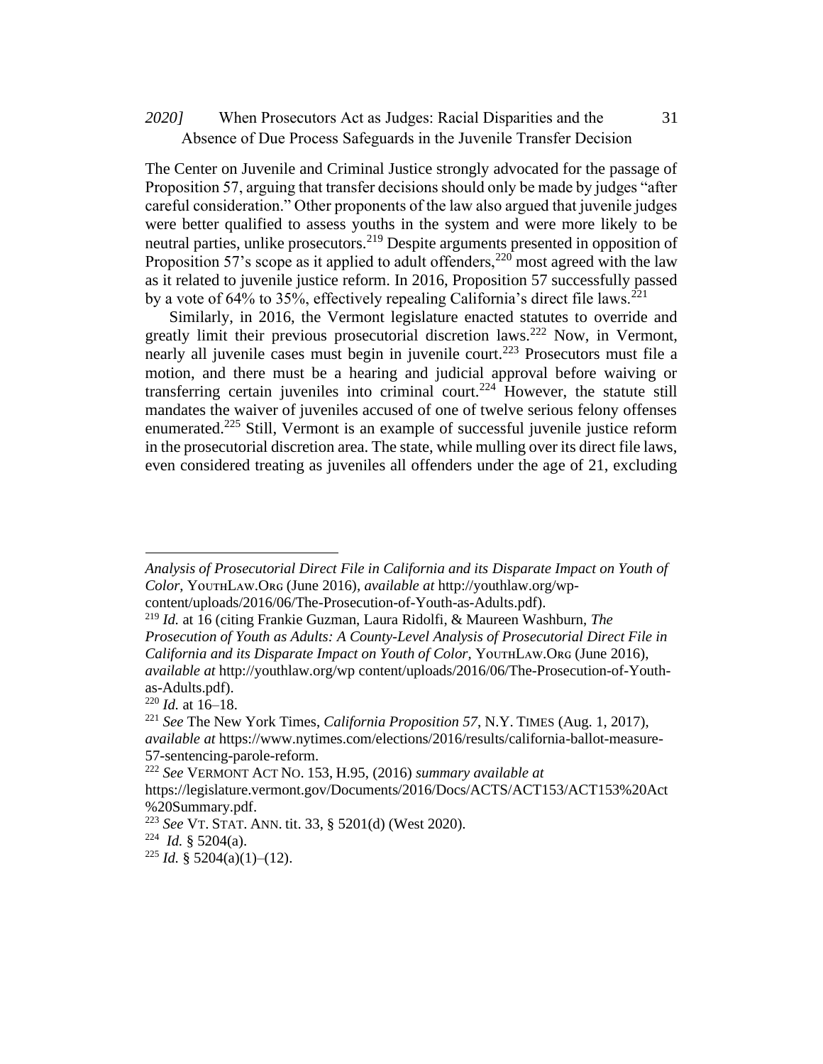The Center on Juvenile and Criminal Justice strongly advocated for the passage of Proposition 57, arguing that transfer decisions should only be made by judges "after careful consideration." Other proponents of the law also argued that juvenile judges were better qualified to assess youths in the system and were more likely to be neutral parties, unlike prosecutors.[219] Despite arguments presented in opposition of Proposition 57's scope as it applied to adult offenders,[220] most agreed with the law as it related to juvenile justice reform. In 2016, Proposition 57 successfully passed by a vote of 64% to 35%, effectively repealing California's direct file laws.[221]

Similarly, in 2016, the Vermont legislature enacted statutes to override and greatly limit their previous prosecutorial discretion laws.[222] Now, in Vermont, nearly all juvenile cases must begin in juvenile court.[223] Prosecutors must file a motion, and there must be a hearing and judicial approval before waiving or transferring certain juveniles into criminal court.[224] However, the statute still mandates the waiver of juveniles accused of one of twelve serious felony offenses enumerated.[225] Still, Vermont is an example of successful juvenile justice reform in the prosecutorial discretion area. The state, while mulling over its direct file laws, even considered treating as juveniles all offenders under the age of 21, excluding

---

*Analysis of Prosecutorial Direct File in California and its Disparate Impact on Youth of Color*, YouthLaw.Org (June 2016), *available at* http://youthlaw.org/wp-content/uploads/2016/06/The-Prosecution-of-Youth-as-Adults.pdf).

[219] *Id.* at 16 (citing Frankie Guzman, Laura Ridolfi, & Maureen Washburn, *The Prosecution of Youth as Adults: A County-Level Analysis of Prosecutorial Direct File in California and its Disparate Impact on Youth of Color*, YouthLaw.Org (June 2016), *available at* http://youthlaw.org/wp content/uploads/2016/06/The-Prosecution-of-Youth-as-Adults.pdf).

[220] *Id.* at 16–18.

[221] *See* The New York Times, *California Proposition 57*, N.Y. Times (Aug. 1, 2017), *available at* https://www.nytimes.com/elections/2016/results/california-ballot-measure-57-sentencing-parole-reform.

[222] *See* Vermont Act No. 153, H.95, (2016) *summary available at* https://legislature.vermont.gov/Documents/2016/Docs/ACTS/ACT153/ACT153%20Act%20Summary.pdf.

[223] *See* Vt. Stat. Ann. tit. 33, § 5201(d) (West 2020).

[224] *Id.* § 5204(a).

[225] *Id.* § 5204(a)(1)–(12).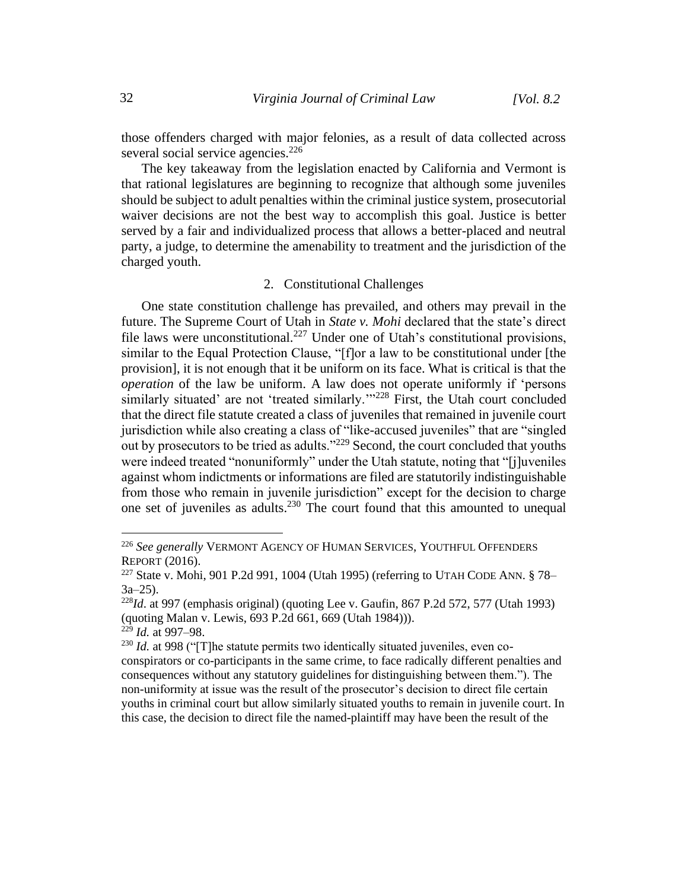those offenders charged with major felonies, as a result of data collected across several social service agencies.[226]

The key takeaway from the legislation enacted by California and Vermont is that rational legislatures are beginning to recognize that although some juveniles should be subject to adult penalties within the criminal justice system, prosecutorial waiver decisions are not the best way to accomplish this goal. Justice is better served by a fair and individualized process that allows a better-placed and neutral party, a judge, to determine the amenability to treatment and the jurisdiction of the charged youth.

### 2. Constitutional Challenges

One state constitution challenge has prevailed, and others may prevail in the future. The Supreme Court of Utah in *State v. Mohi* declared that the state's direct file laws were unconstitutional.[227] Under one of Utah's constitutional provisions, similar to the Equal Protection Clause, "[f]or a law to be constitutional under [the provision], it is not enough that it be uniform on its face. What is critical is that the *operation* of the law be uniform. A law does not operate uniformly if 'persons similarly situated' are not 'treated similarly.'"[228] First, the Utah court concluded that the direct file statute created a class of juveniles that remained in juvenile court jurisdiction while also creating a class of "like-accused juveniles" that are "singled out by prosecutors to be tried as adults."[229] Second, the court concluded that youths were indeed treated "nonuniformly" under the Utah statute, noting that "[j]uveniles against whom indictments or informations are filed are statutorily indistinguishable from those who remain in juvenile jurisdiction" except for the decision to charge one set of juveniles as adults.[230] The court found that this amounted to unequal

---

[226] *See generally* VERMONT AGENCY OF HUMAN SERVICES, YOUTHFUL OFFENDERS REPORT (2016).

[227] State v. Mohi, 901 P.2d 991, 1004 (Utah 1995) (referring to UTAH CODE ANN. § 78–3a–25).

[228] *Id*. at 997 (emphasis original) (quoting Lee v. Gaufin, 867 P.2d 572, 577 (Utah 1993) (quoting Malan v. Lewis, 693 P.2d 661, 669 (Utah 1984))).

[229] *Id.* at 997–98.

[230] *Id.* at 998 ("[T]he statute permits two identically situated juveniles, even co-conspirators or co-participants in the same crime, to face radically different penalties and consequences without any statutory guidelines for distinguishing between them."). The non-uniformity at issue was the result of the prosecutor's decision to direct file certain youths in criminal court but allow similarly situated youths to remain in juvenile court. In this case, the decision to direct file the named-plaintiff may have been the result of the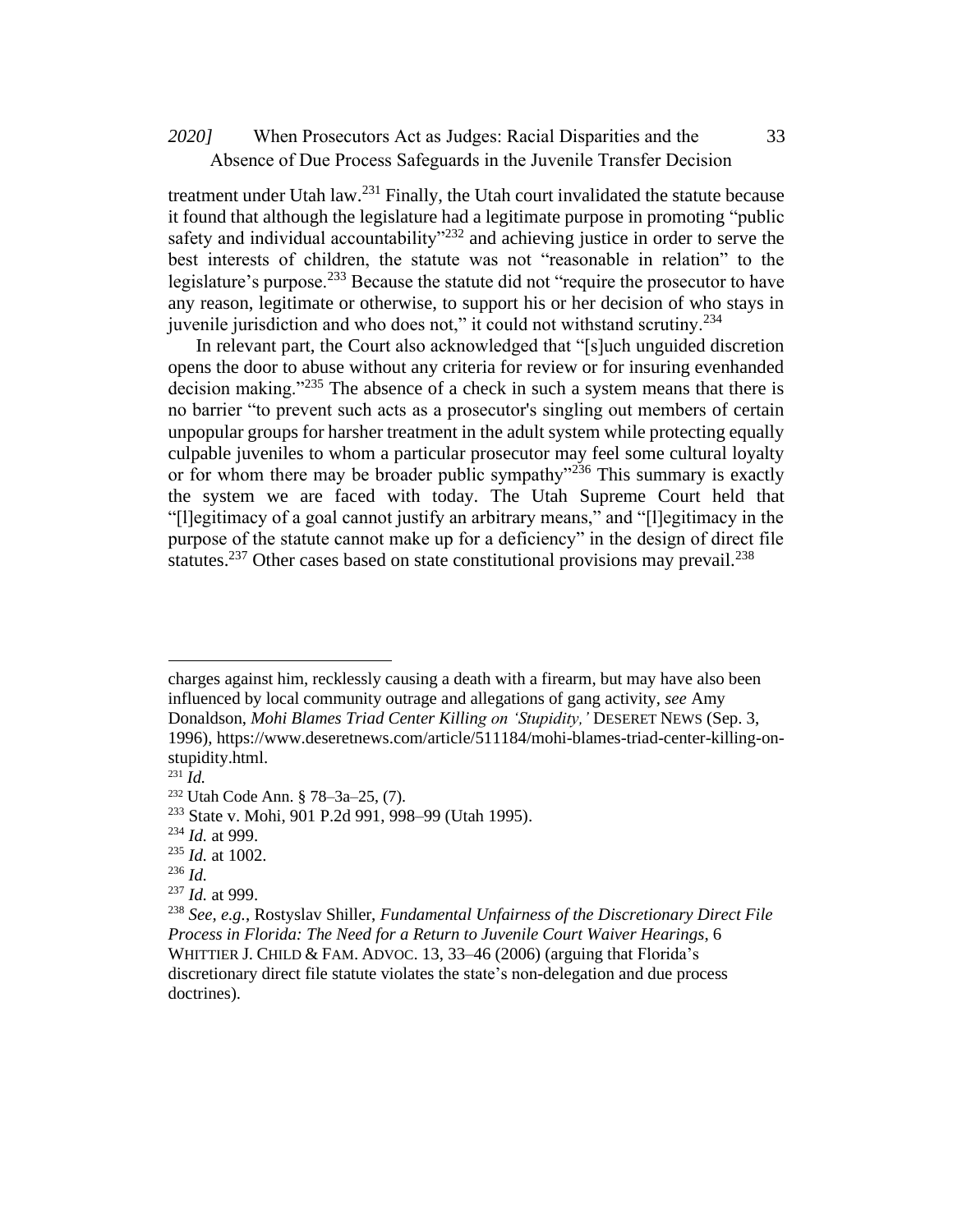treatment under Utah law.[231] Finally, the Utah court invalidated the statute because it found that although the legislature had a legitimate purpose in promoting "public safety and individual accountability"[232] and achieving justice in order to serve the best interests of children, the statute was not "reasonable in relation" to the legislature's purpose.[233] Because the statute did not "require the prosecutor to have any reason, legitimate or otherwise, to support his or her decision of who stays in juvenile jurisdiction and who does not," it could not withstand scrutiny.[234]

In relevant part, the Court also acknowledged that "[s]uch unguided discretion opens the door to abuse without any criteria for review or for insuring evenhanded decision making."[235] The absence of a check in such a system means that there is no barrier "to prevent such acts as a prosecutor's singling out members of certain unpopular groups for harsher treatment in the adult system while protecting equally culpable juveniles to whom a particular prosecutor may feel some cultural loyalty or for whom there may be broader public sympathy"[236] This summary is exactly the system we are faced with today. The Utah Supreme Court held that "[l]egitimacy of a goal cannot justify an arbitrary means," and "[l]egitimacy in the purpose of the statute cannot make up for a deficiency" in the design of direct file statutes.[237] Other cases based on state constitutional provisions may prevail.[238]

---

charges against him, recklessly causing a death with a firearm, but may have also been influenced by local community outrage and allegations of gang activity, *see* Amy Donaldson, *Mohi Blames Triad Center Killing on 'Stupidity,'* DESERET NEWS (Sep. 3, 1996), https://www.deseretnews.com/article/511184/mohi-blames-triad-center-killing-on-stupidity.html.

[231] *Id.*

[232] Utah Code Ann. § 78–3a–25, (7).

[233] State v. Mohi, 901 P.2d 991, 998–99 (Utah 1995).

[234] *Id.* at 999.

[235] *Id.* at 1002.

[236] *Id.*

[237] *Id.* at 999.

[238] *See, e.g.*, Rostyslav Shiller, *Fundamental Unfairness of the Discretionary Direct File Process in Florida: The Need for a Return to Juvenile Court Waiver Hearings*, 6 WHITTIER J. CHILD & FAM. ADVOC. 13, 33–46 (2006) (arguing that Florida's discretionary direct file statute violates the state's non-delegation and due process doctrines).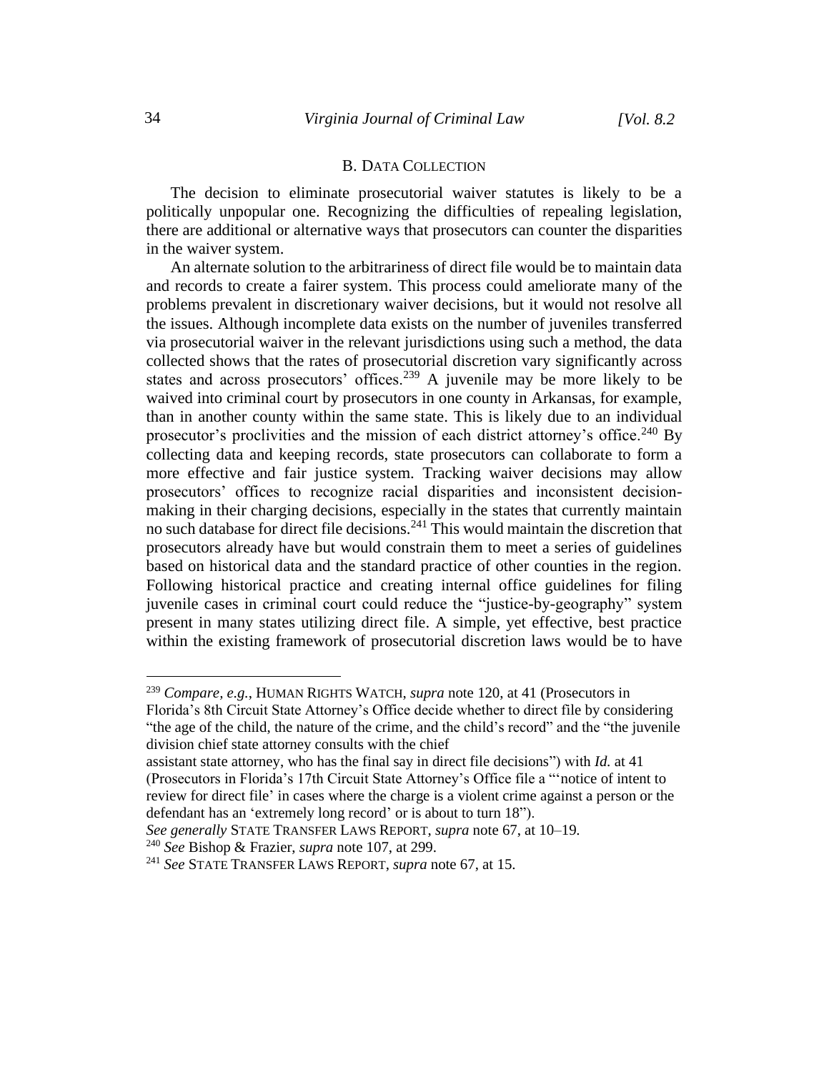### B. Data Collection

The decision to eliminate prosecutorial waiver statutes is likely to be a politically unpopular one. Recognizing the difficulties of repealing legislation, there are additional or alternative ways that prosecutors can counter the disparities in the waiver system.

An alternate solution to the arbitrariness of direct file would be to maintain data and records to create a fairer system. This process could ameliorate many of the problems prevalent in discretionary waiver decisions, but it would not resolve all the issues. Although incomplete data exists on the number of juveniles transferred via prosecutorial waiver in the relevant jurisdictions using such a method, the data collected shows that the rates of prosecutorial discretion vary significantly across states and across prosecutors' offices.[239] A juvenile may be more likely to be waived into criminal court by prosecutors in one county in Arkansas, for example, than in another county within the same state. This is likely due to an individual prosecutor's proclivities and the mission of each district attorney's office.[240] By collecting data and keeping records, state prosecutors can collaborate to form a more effective and fair justice system. Tracking waiver decisions may allow prosecutors' offices to recognize racial disparities and inconsistent decision-making in their charging decisions, especially in the states that currently maintain no such database for direct file decisions.[241] This would maintain the discretion that prosecutors already have but would constrain them to meet a series of guidelines based on historical data and the standard practice of other counties in the region. Following historical practice and creating internal office guidelines for filing juvenile cases in criminal court could reduce the "justice-by-geography" system present in many states utilizing direct file. A simple, yet effective, best practice within the existing framework of prosecutorial discretion laws would be to have

---

[239] *Compare, e.g.*, HUMAN RIGHTS WATCH, *supra* note 120, at 41 (Prosecutors in Florida's 8th Circuit State Attorney's Office decide whether to direct file by considering "the age of the child, the nature of the crime, and the child's record" and the "the juvenile division chief state attorney consults with the chief assistant state attorney, who has the final say in direct file decisions") with *Id.* at 41 (Prosecutors in Florida's 17th Circuit State Attorney's Office file a "'notice of intent to review for direct file' in cases where the charge is a violent crime against a person or the defendant has an 'extremely long record' or is about to turn 18"). *See generally* STATE TRANSFER LAWS REPORT, *supra* note 67, at 10–19.

[240] *See* Bishop & Frazier, *supra* note 107, at 299.

[241] *See* STATE TRANSFER LAWS REPORT, *supra* note 67, at 15.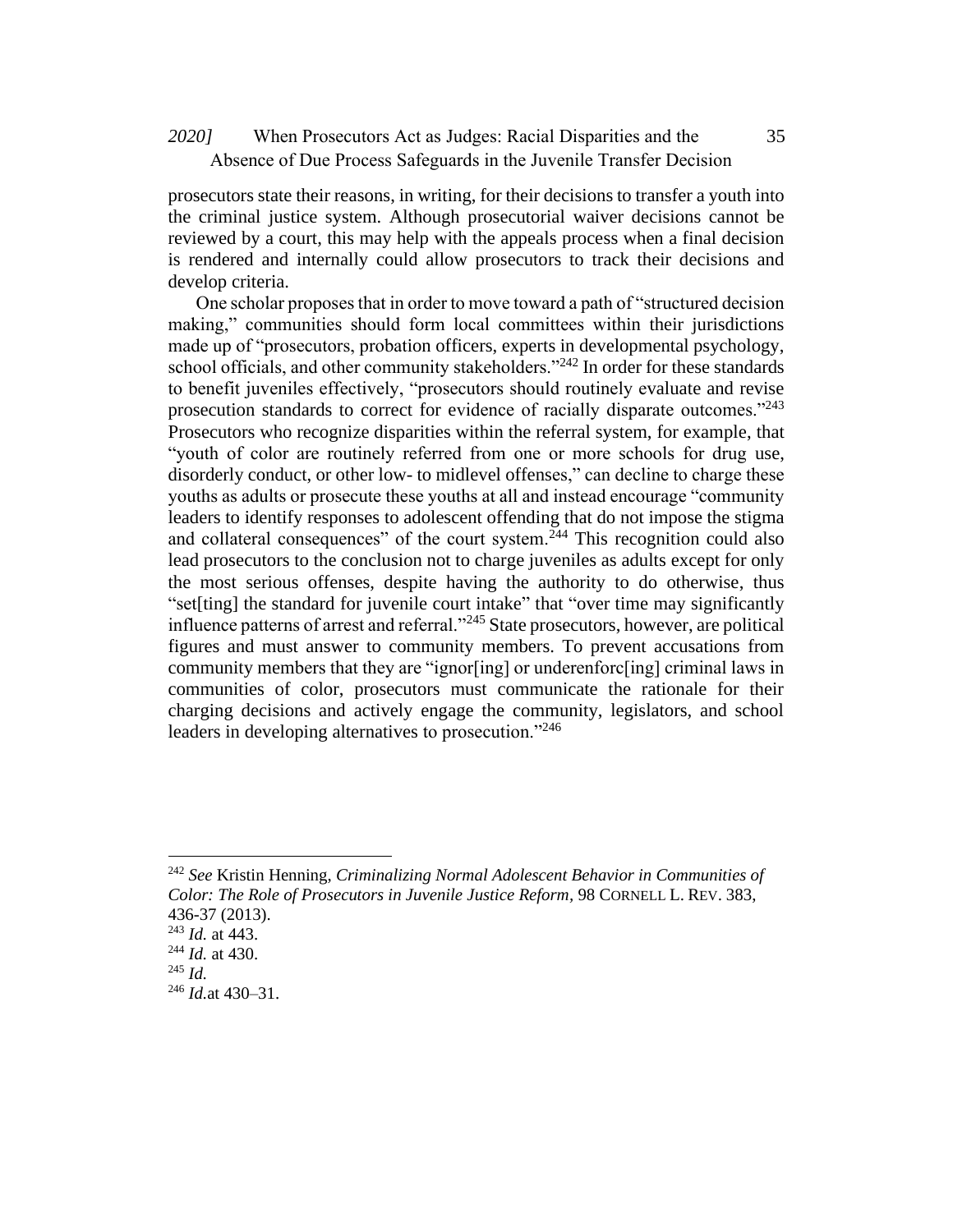prosecutors state their reasons, in writing, for their decisions to transfer a youth into the criminal justice system. Although prosecutorial waiver decisions cannot be reviewed by a court, this may help with the appeals process when a final decision is rendered and internally could allow prosecutors to track their decisions and develop criteria.

One scholar proposes that in order to move toward a path of "structured decision making," communities should form local committees within their jurisdictions made up of "prosecutors, probation officers, experts in developmental psychology, school officials, and other community stakeholders."[242] In order for these standards to benefit juveniles effectively, "prosecutors should routinely evaluate and revise prosecution standards to correct for evidence of racially disparate outcomes."[243] Prosecutors who recognize disparities within the referral system, for example, that "youth of color are routinely referred from one or more schools for drug use, disorderly conduct, or other low- to midlevel offenses," can decline to charge these youths as adults or prosecute these youths at all and instead encourage "community leaders to identify responses to adolescent offending that do not impose the stigma and collateral consequences" of the court system.[244] This recognition could also lead prosecutors to the conclusion not to charge juveniles as adults except for only the most serious offenses, despite having the authority to do otherwise, thus "set[ting] the standard for juvenile court intake" that "over time may significantly influence patterns of arrest and referral."[245] State prosecutors, however, are political figures and must answer to community members. To prevent accusations from community members that they are "ignor[ing] or underenforc[ing] criminal laws in communities of color, prosecutors must communicate the rationale for their charging decisions and actively engage the community, legislators, and school leaders in developing alternatives to prosecution."[246]

---

[242] *See* Kristin Henning, *Criminalizing Normal Adolescent Behavior in Communities of Color: The Role of Prosecutors in Juvenile Justice Reform*, 98 CORNELL L. REV. 383, 436-37 (2013).

[243] *Id.* at 443.

[244] *Id.* at 430.

[245] *Id.*

[246] *Id.*at 430–31.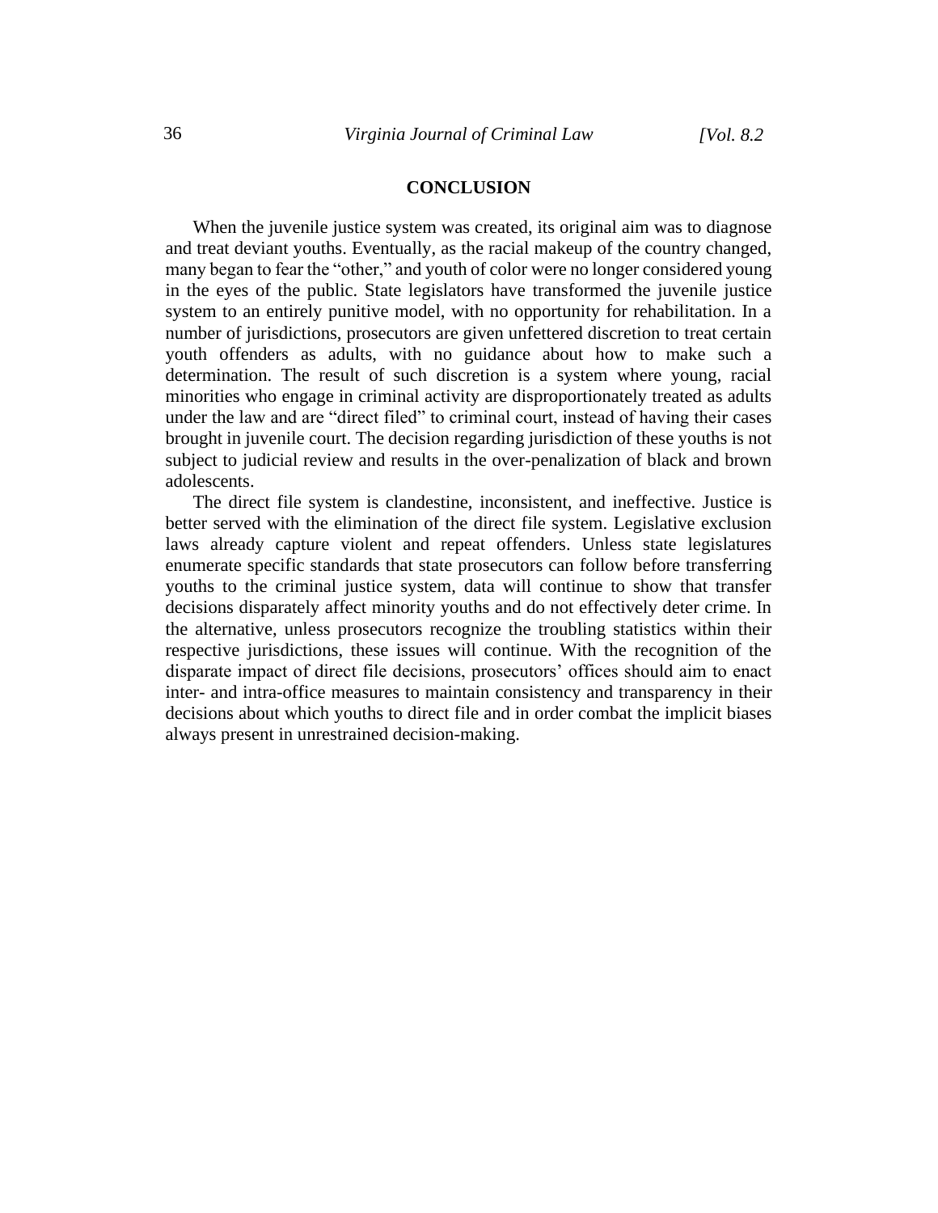## CONCLUSION

When the juvenile justice system was created, its original aim was to diagnose and treat deviant youths. Eventually, as the racial makeup of the country changed, many began to fear the "other," and youth of color were no longer considered young in the eyes of the public. State legislators have transformed the juvenile justice system to an entirely punitive model, with no opportunity for rehabilitation. In a number of jurisdictions, prosecutors are given unfettered discretion to treat certain youth offenders as adults, with no guidance about how to make such a determination. The result of such discretion is a system where young, racial minorities who engage in criminal activity are disproportionately treated as adults under the law and are "direct filed" to criminal court, instead of having their cases brought in juvenile court. The decision regarding jurisdiction of these youths is not subject to judicial review and results in the over-penalization of black and brown adolescents.

The direct file system is clandestine, inconsistent, and ineffective. Justice is better served with the elimination of the direct file system. Legislative exclusion laws already capture violent and repeat offenders. Unless state legislatures enumerate specific standards that state prosecutors can follow before transferring youths to the criminal justice system, data will continue to show that transfer decisions disparately affect minority youths and do not effectively deter crime. In the alternative, unless prosecutors recognize the troubling statistics within their respective jurisdictions, these issues will continue. With the recognition of the disparate impact of direct file decisions, prosecutors' offices should aim to enact inter- and intra-office measures to maintain consistency and transparency in their decisions about which youths to direct file and in order combat the implicit biases always present in unrestrained decision-making.